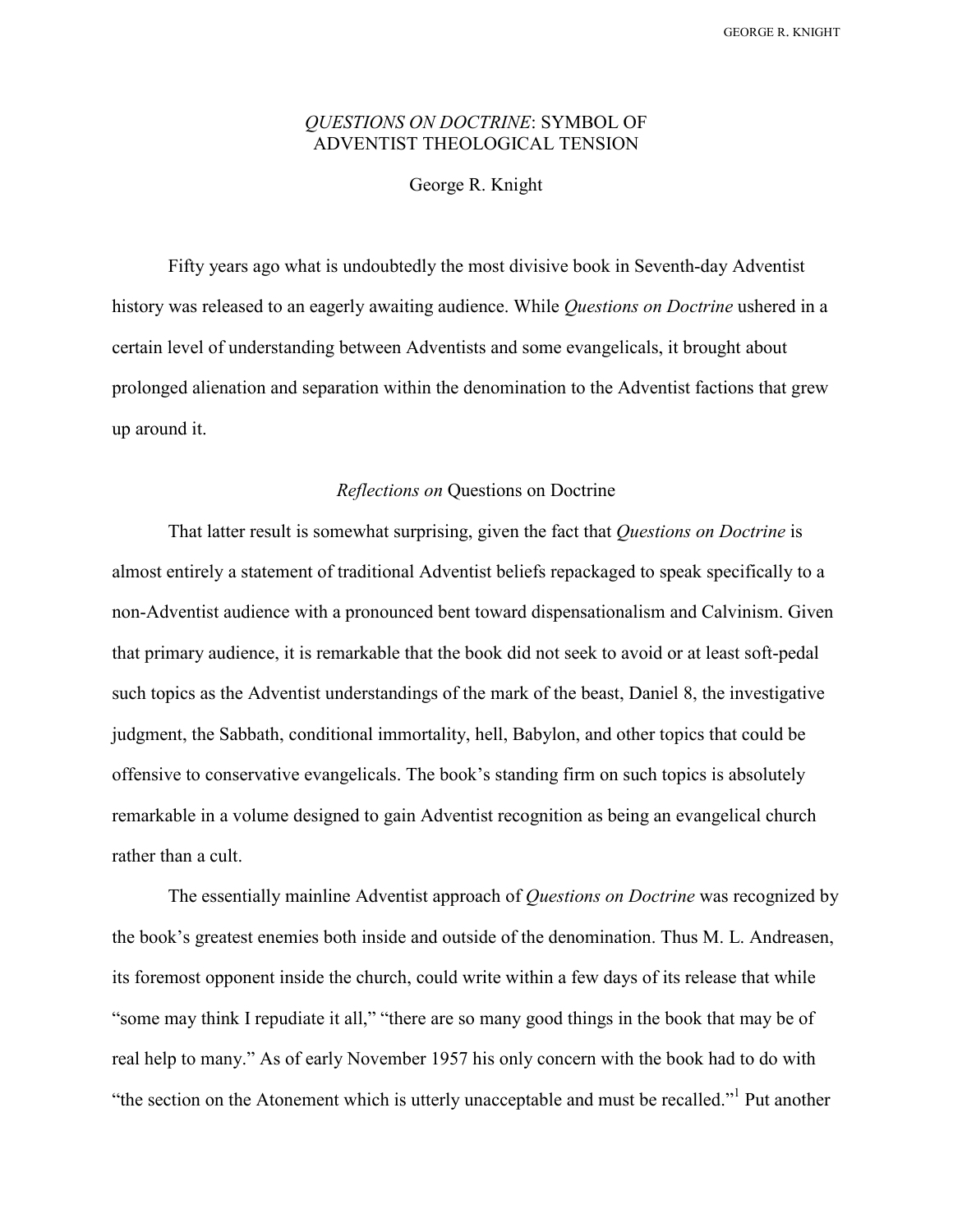# *QUESTIONS ON DOCTRINE*: SYMBOL OF ADVENTIST THEOLOGICAL TENSION

George R. Knight

Fifty years ago what is undoubtedly the most divisive book in Seventh-day Adventist history was released to an eagerly awaiting audience. While *Questions on Doctrine* ushered in a certain level of understanding between Adventists and some evangelicals, it brought about prolonged alienation and separation within the denomination to the Adventist factions that grew up around it.

## *Reflections on* Questions on Doctrine

That latter result is somewhat surprising, given the fact that *Questions on Doctrine* is almost entirely a statement of traditional Adventist beliefs repackaged to speak specifically to a non-Adventist audience with a pronounced bent toward dispensationalism and Calvinism. Given that primary audience, it is remarkable that the book did not seek to avoid or at least soft-pedal such topics as the Adventist understandings of the mark of the beast, Daniel 8, the investigative judgment, the Sabbath, conditional immortality, hell, Babylon, and other topics that could be offensive to conservative evangelicals. The book's standing firm on such topics is absolutely remarkable in a volume designed to gain Adventist recognition as being an evangelical church rather than a cult.

The essentially mainline Adventist approach of *Questions on Doctrine* was recognized by the book's greatest enemies both inside and outside of the denomination. Thus M. L. Andreasen, its foremost opponent inside the church, could write within a few days of its release that while "some may think I repudiate it all," "there are so many good things in the book that may be of real help to many." As of early November 1957 his only concern with the book had to do with "the section on the Atonement which is utterly unacceptable and must be recalled."[1] Put another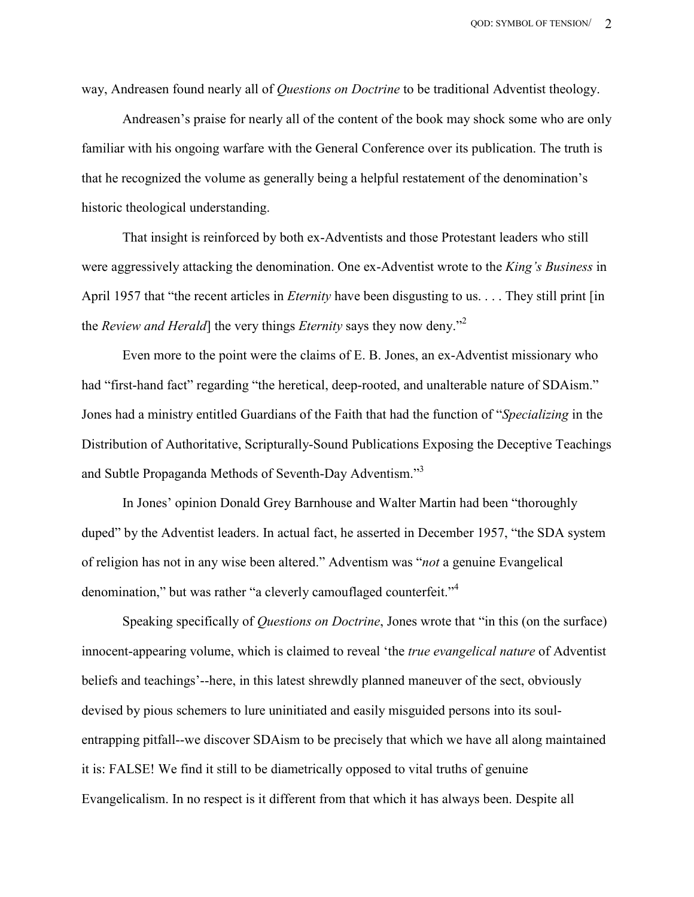way, Andreasen found nearly all of *Questions on Doctrine* to be traditional Adventist theology.

Andreasen's praise for nearly all of the content of the book may shock some who are only familiar with his ongoing warfare with the General Conference over its publication. The truth is that he recognized the volume as generally being a helpful restatement of the denomination's historic theological understanding.

That insight is reinforced by both ex-Adventists and those Protestant leaders who still were aggressively attacking the denomination. One ex-Adventist wrote to the *King's Business* in April 1957 that "the recent articles in *Eternity* have been disgusting to us. . . . They still print [in the *Review and Herald*] the very things *Eternity* says they now deny."[2]

Even more to the point were the claims of E. B. Jones, an ex-Adventist missionary who had "first-hand fact" regarding "the heretical, deep-rooted, and unalterable nature of SDAism." Jones had a ministry entitled Guardians of the Faith that had the function of "*Specializing* in the Distribution of Authoritative, Scripturally-Sound Publications Exposing the Deceptive Teachings and Subtle Propaganda Methods of Seventh-Day Adventism."[3]

In Jones' opinion Donald Grey Barnhouse and Walter Martin had been "thoroughly duped" by the Adventist leaders. In actual fact, he asserted in December 1957, "the SDA system of religion has not in any wise been altered." Adventism was "*not* a genuine Evangelical denomination," but was rather "a cleverly camouflaged counterfeit."[4]

Speaking specifically of *Questions on Doctrine*, Jones wrote that "in this (on the surface) innocent-appearing volume, which is claimed to reveal 'the *true evangelical nature* of Adventist beliefs and teachings'--here, in this latest shrewdly planned maneuver of the sect, obviously devised by pious schemers to lure uninitiated and easily misguided persons into its soul-entrapping pitfall--we discover SDAism to be precisely that which we have all along maintained it is: FALSE! We find it still to be diametrically opposed to vital truths of genuine Evangelicalism. In no respect is it different from that which it has always been. Despite all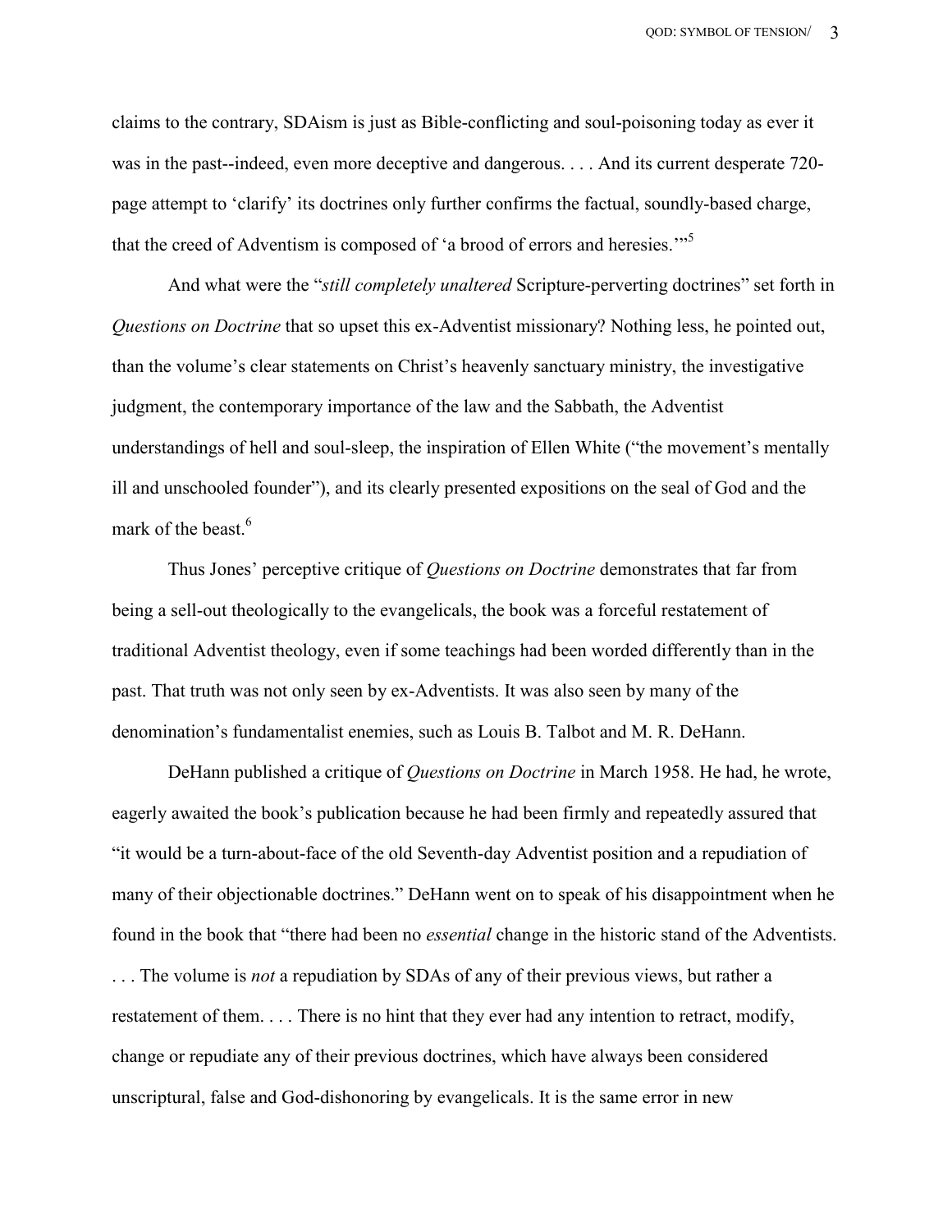claims to the contrary, SDAism is just as Bible-conflicting and soul-poisoning today as ever it was in the past--indeed, even more deceptive and dangerous. . . . And its current desperate 720-page attempt to 'clarify' its doctrines only further confirms the factual, soundly-based charge, that the creed of Adventism is composed of 'a brood of errors and heresies.'"[5]

And what were the "*still completely unaltered* Scripture-perverting doctrines" set forth in *Questions on Doctrine* that so upset this ex-Adventist missionary? Nothing less, he pointed out, than the volume's clear statements on Christ's heavenly sanctuary ministry, the investigative judgment, the contemporary importance of the law and the Sabbath, the Adventist understandings of hell and soul-sleep, the inspiration of Ellen White ("the movement's mentally ill and unschooled founder"), and its clearly presented expositions on the seal of God and the mark of the beast.[6]

Thus Jones' perceptive critique of *Questions on Doctrine* demonstrates that far from being a sell-out theologically to the evangelicals, the book was a forceful restatement of traditional Adventist theology, even if some teachings had been worded differently than in the past. That truth was not only seen by ex-Adventists. It was also seen by many of the denomination's fundamentalist enemies, such as Louis B. Talbot and M. R. DeHann.

DeHann published a critique of *Questions on Doctrine* in March 1958. He had, he wrote, eagerly awaited the book's publication because he had been firmly and repeatedly assured that "it would be a turn-about-face of the old Seventh-day Adventist position and a repudiation of many of their objectionable doctrines." DeHann went on to speak of his disappointment when he found in the book that "there had been no *essential* change in the historic stand of the Adventists. . . . The volume is *not* a repudiation by SDAs of any of their previous views, but rather a restatement of them. . . . There is no hint that they ever had any intention to retract, modify, change or repudiate any of their previous doctrines, which have always been considered unscriptural, false and God-dishonoring by evangelicals. It is the same error in new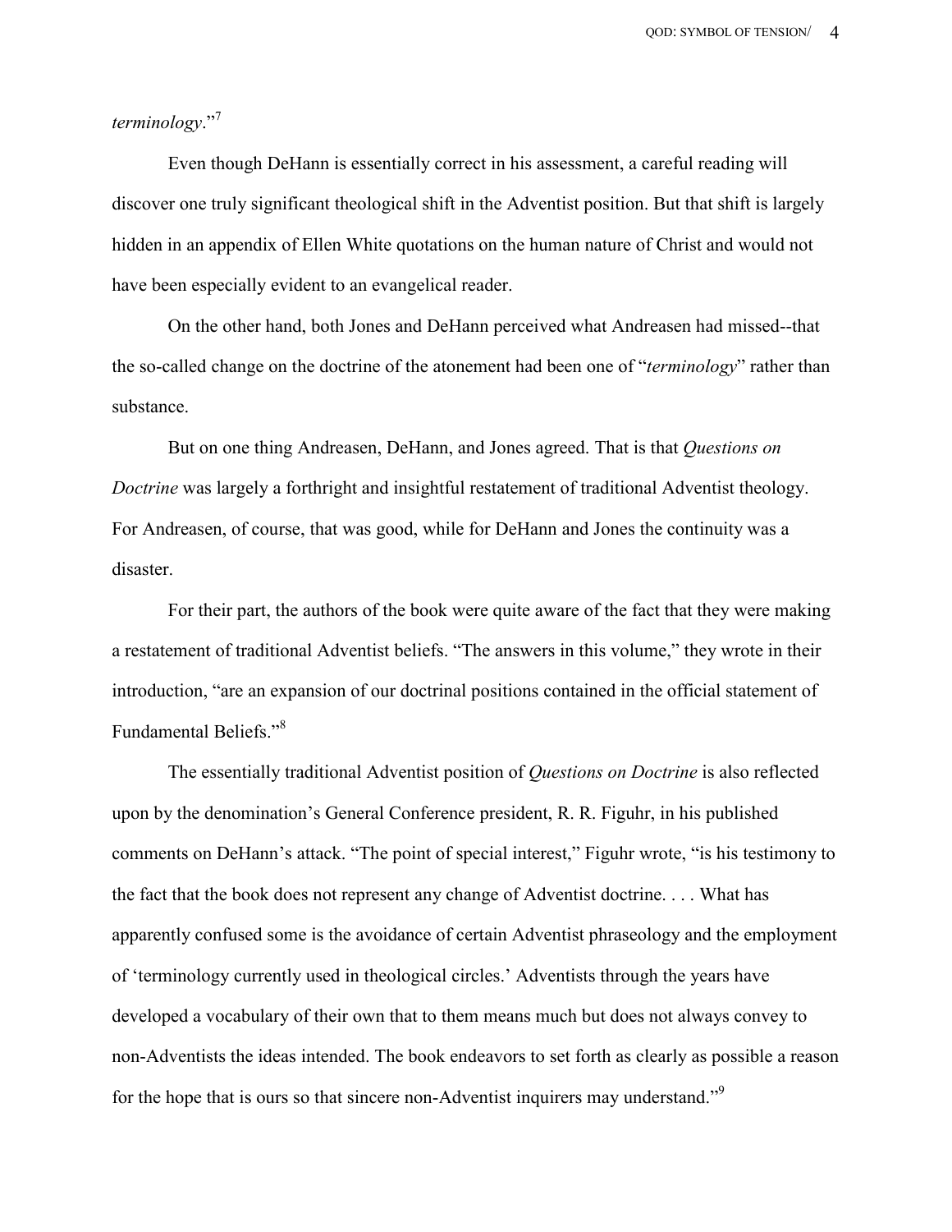*terminology*."[7]

Even though DeHann is essentially correct in his assessment, a careful reading will discover one truly significant theological shift in the Adventist position. But that shift is largely hidden in an appendix of Ellen White quotations on the human nature of Christ and would not have been especially evident to an evangelical reader.

On the other hand, both Jones and DeHann perceived what Andreasen had missed--that the so-called change on the doctrine of the atonement had been one of "*terminology*" rather than substance.

But on one thing Andreasen, DeHann, and Jones agreed. That is that *Questions on Doctrine* was largely a forthright and insightful restatement of traditional Adventist theology. For Andreasen, of course, that was good, while for DeHann and Jones the continuity was a disaster.

For their part, the authors of the book were quite aware of the fact that they were making a restatement of traditional Adventist beliefs. "The answers in this volume," they wrote in their introduction, "are an expansion of our doctrinal positions contained in the official statement of Fundamental Beliefs."[8]

The essentially traditional Adventist position of *Questions on Doctrine* is also reflected upon by the denomination's General Conference president, R. R. Figuhr, in his published comments on DeHann's attack. "The point of special interest," Figuhr wrote, "is his testimony to the fact that the book does not represent any change of Adventist doctrine. . . . What has apparently confused some is the avoidance of certain Adventist phraseology and the employment of 'terminology currently used in theological circles.' Adventists through the years have developed a vocabulary of their own that to them means much but does not always convey to non-Adventists the ideas intended. The book endeavors to set forth as clearly as possible a reason for the hope that is ours so that sincere non-Adventist inquirers may understand."[9]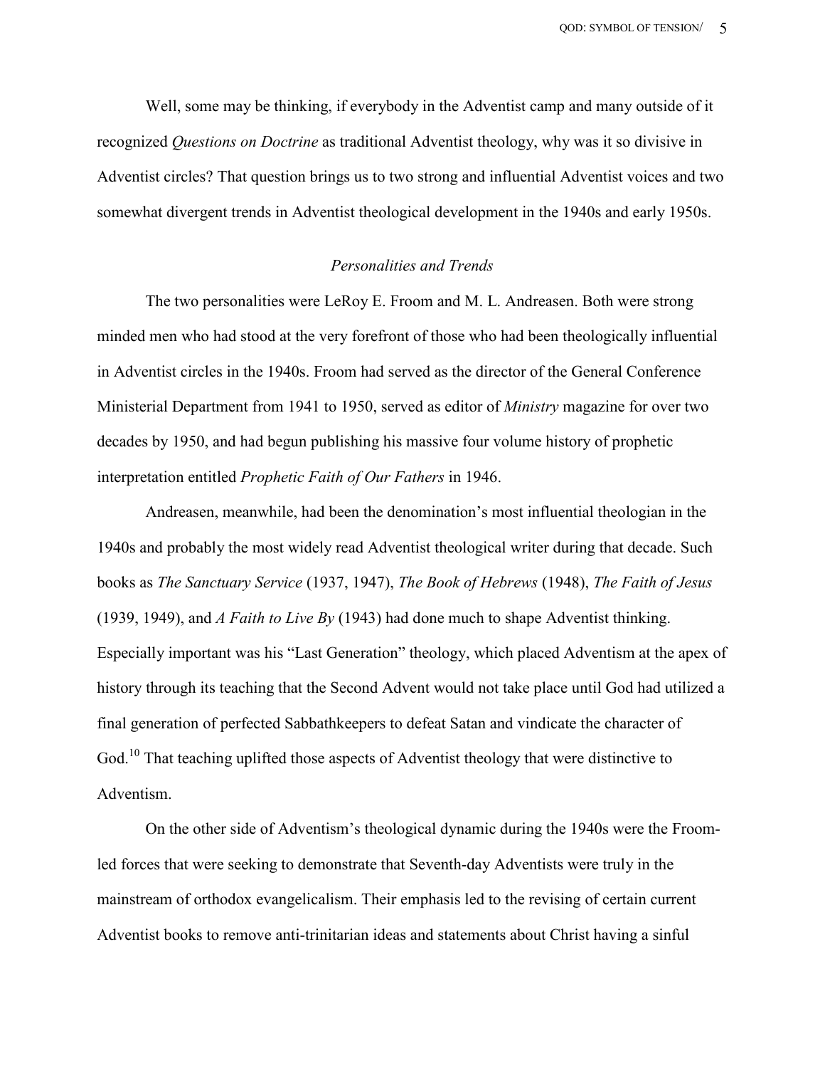Well, some may be thinking, if everybody in the Adventist camp and many outside of it recognized *Questions on Doctrine* as traditional Adventist theology, why was it so divisive in Adventist circles? That question brings us to two strong and influential Adventist voices and two somewhat divergent trends in Adventist theological development in the 1940s and early 1950s.

*Personalities and Trends*

The two personalities were LeRoy E. Froom and M. L. Andreasen. Both were strong minded men who had stood at the very forefront of those who had been theologically influential in Adventist circles in the 1940s. Froom had served as the director of the General Conference Ministerial Department from 1941 to 1950, served as editor of *Ministry* magazine for over two decades by 1950, and had begun publishing his massive four volume history of prophetic interpretation entitled *Prophetic Faith of Our Fathers* in 1946.

Andreasen, meanwhile, had been the denomination's most influential theologian in the 1940s and probably the most widely read Adventist theological writer during that decade. Such books as *The Sanctuary Service* (1937, 1947), *The Book of Hebrews* (1948), *The Faith of Jesus* (1939, 1949), and *A Faith to Live By* (1943) had done much to shape Adventist thinking. Especially important was his "Last Generation" theology, which placed Adventism at the apex of history through its teaching that the Second Advent would not take place until God had utilized a final generation of perfected Sabbathkeepers to defeat Satan and vindicate the character of God.[10] That teaching uplifted those aspects of Adventist theology that were distinctive to Adventism.

On the other side of Adventism's theological dynamic during the 1940s were the Froom-led forces that were seeking to demonstrate that Seventh-day Adventists were truly in the mainstream of orthodox evangelicalism. Their emphasis led to the revising of certain current Adventist books to remove anti-trinitarian ideas and statements about Christ having a sinful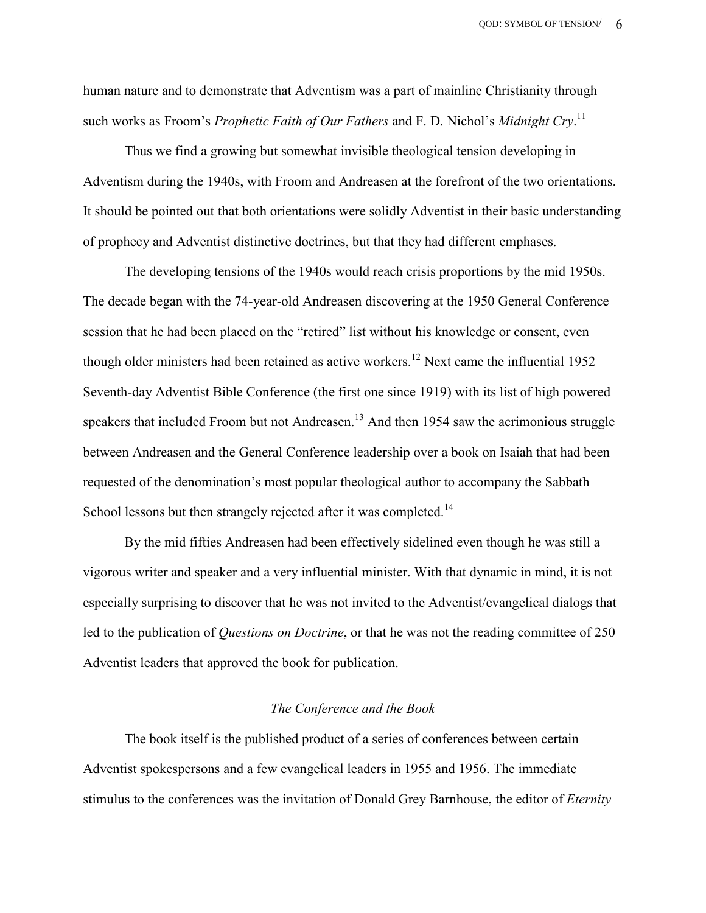human nature and to demonstrate that Adventism was a part of mainline Christianity through such works as Froom's *Prophetic Faith of Our Fathers* and F. D. Nichol's *Midnight Cry*.[11]

Thus we find a growing but somewhat invisible theological tension developing in Adventism during the 1940s, with Froom and Andreasen at the forefront of the two orientations. It should be pointed out that both orientations were solidly Adventist in their basic understanding of prophecy and Adventist distinctive doctrines, but that they had different emphases.

The developing tensions of the 1940s would reach crisis proportions by the mid 1950s. The decade began with the 74-year-old Andreasen discovering at the 1950 General Conference session that he had been placed on the "retired" list without his knowledge or consent, even though older ministers had been retained as active workers.[12] Next came the influential 1952 Seventh-day Adventist Bible Conference (the first one since 1919) with its list of high powered speakers that included Froom but not Andreasen.[13] And then 1954 saw the acrimonious struggle between Andreasen and the General Conference leadership over a book on Isaiah that had been requested of the denomination's most popular theological author to accompany the Sabbath School lessons but then strangely rejected after it was completed.[14]

By the mid fifties Andreasen had been effectively sidelined even though he was still a vigorous writer and speaker and a very influential minister. With that dynamic in mind, it is not especially surprising to discover that he was not invited to the Adventist/evangelical dialogs that led to the publication of *Questions on Doctrine*, or that he was not the reading committee of 250 Adventist leaders that approved the book for publication.

### *The Conference and the Book*

The book itself is the published product of a series of conferences between certain Adventist spokespersons and a few evangelical leaders in 1955 and 1956. The immediate stimulus to the conferences was the invitation of Donald Grey Barnhouse, the editor of *Eternity*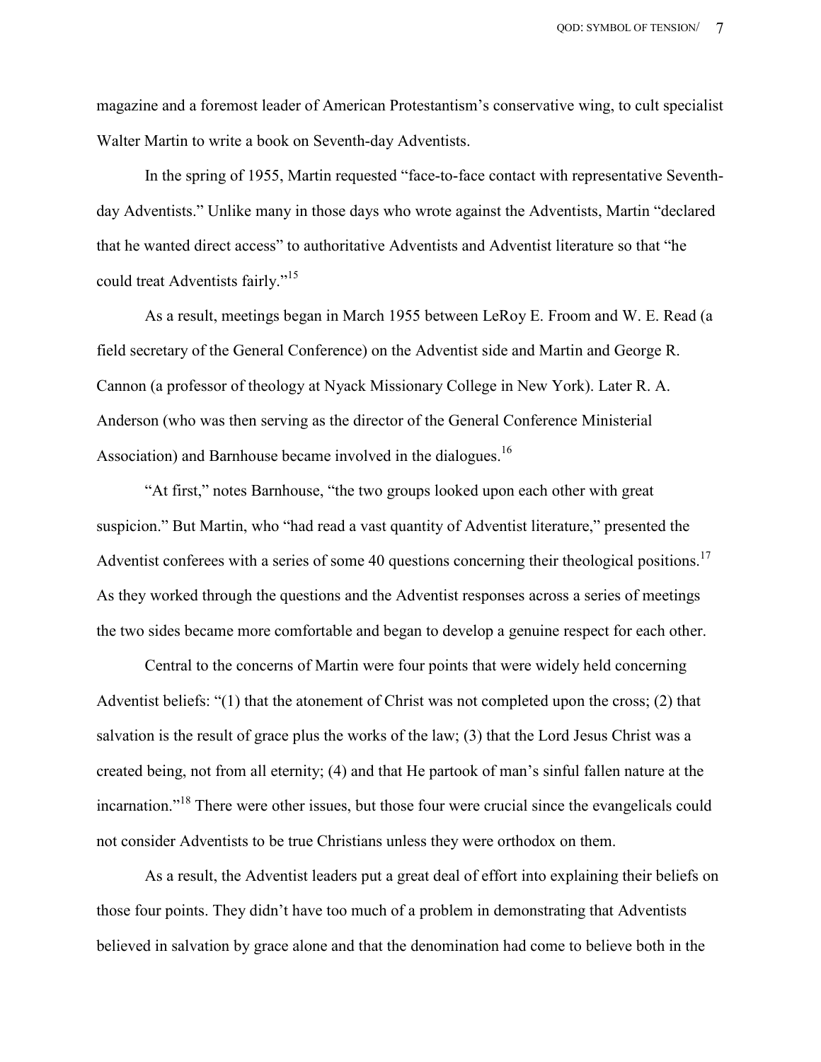magazine and a foremost leader of American Protestantism's conservative wing, to cult specialist Walter Martin to write a book on Seventh-day Adventists.

In the spring of 1955, Martin requested "face-to-face contact with representative Seventh-day Adventists." Unlike many in those days who wrote against the Adventists, Martin "declared that he wanted direct access" to authoritative Adventists and Adventist literature so that "he could treat Adventists fairly."[15]

As a result, meetings began in March 1955 between LeRoy E. Froom and W. E. Read (a field secretary of the General Conference) on the Adventist side and Martin and George R. Cannon (a professor of theology at Nyack Missionary College in New York). Later R. A. Anderson (who was then serving as the director of the General Conference Ministerial Association) and Barnhouse became involved in the dialogues.[16]

"At first," notes Barnhouse, "the two groups looked upon each other with great suspicion." But Martin, who "had read a vast quantity of Adventist literature," presented the Adventist conferees with a series of some 40 questions concerning their theological positions.[17] As they worked through the questions and the Adventist responses across a series of meetings the two sides became more comfortable and began to develop a genuine respect for each other.

Central to the concerns of Martin were four points that were widely held concerning Adventist beliefs: "(1) that the atonement of Christ was not completed upon the cross; (2) that salvation is the result of grace plus the works of the law; (3) that the Lord Jesus Christ was a created being, not from all eternity; (4) and that He partook of man's sinful fallen nature at the incarnation."[18] There were other issues, but those four were crucial since the evangelicals could not consider Adventists to be true Christians unless they were orthodox on them.

As a result, the Adventist leaders put a great deal of effort into explaining their beliefs on those four points. They didn't have too much of a problem in demonstrating that Adventists believed in salvation by grace alone and that the denomination had come to believe both in the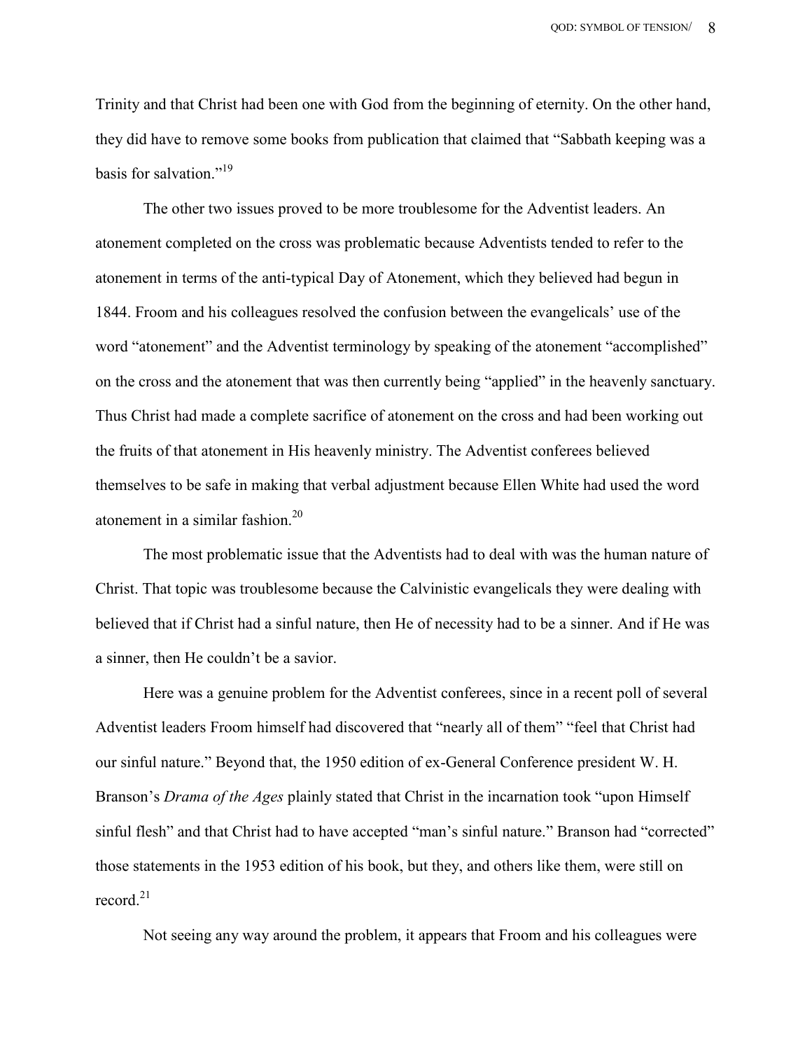Trinity and that Christ had been one with God from the beginning of eternity. On the other hand, they did have to remove some books from publication that claimed that "Sabbath keeping was a basis for salvation."[19]

The other two issues proved to be more troublesome for the Adventist leaders. An atonement completed on the cross was problematic because Adventists tended to refer to the atonement in terms of the anti-typical Day of Atonement, which they believed had begun in 1844. Froom and his colleagues resolved the confusion between the evangelicals' use of the word "atonement" and the Adventist terminology by speaking of the atonement "accomplished" on the cross and the atonement that was then currently being "applied" in the heavenly sanctuary. Thus Christ had made a complete sacrifice of atonement on the cross and had been working out the fruits of that atonement in His heavenly ministry. The Adventist conferees believed themselves to be safe in making that verbal adjustment because Ellen White had used the word atonement in a similar fashion.[20]

The most problematic issue that the Adventists had to deal with was the human nature of Christ. That topic was troublesome because the Calvinistic evangelicals they were dealing with believed that if Christ had a sinful nature, then He of necessity had to be a sinner. And if He was a sinner, then He couldn't be a savior.

Here was a genuine problem for the Adventist conferees, since in a recent poll of several Adventist leaders Froom himself had discovered that "nearly all of them" "feel that Christ had our sinful nature." Beyond that, the 1950 edition of ex-General Conference president W. H. Branson's *Drama of the Ages* plainly stated that Christ in the incarnation took "upon Himself sinful flesh" and that Christ had to have accepted "man's sinful nature." Branson had "corrected" those statements in the 1953 edition of his book, but they, and others like them, were still on record.[21]

Not seeing any way around the problem, it appears that Froom and his colleagues were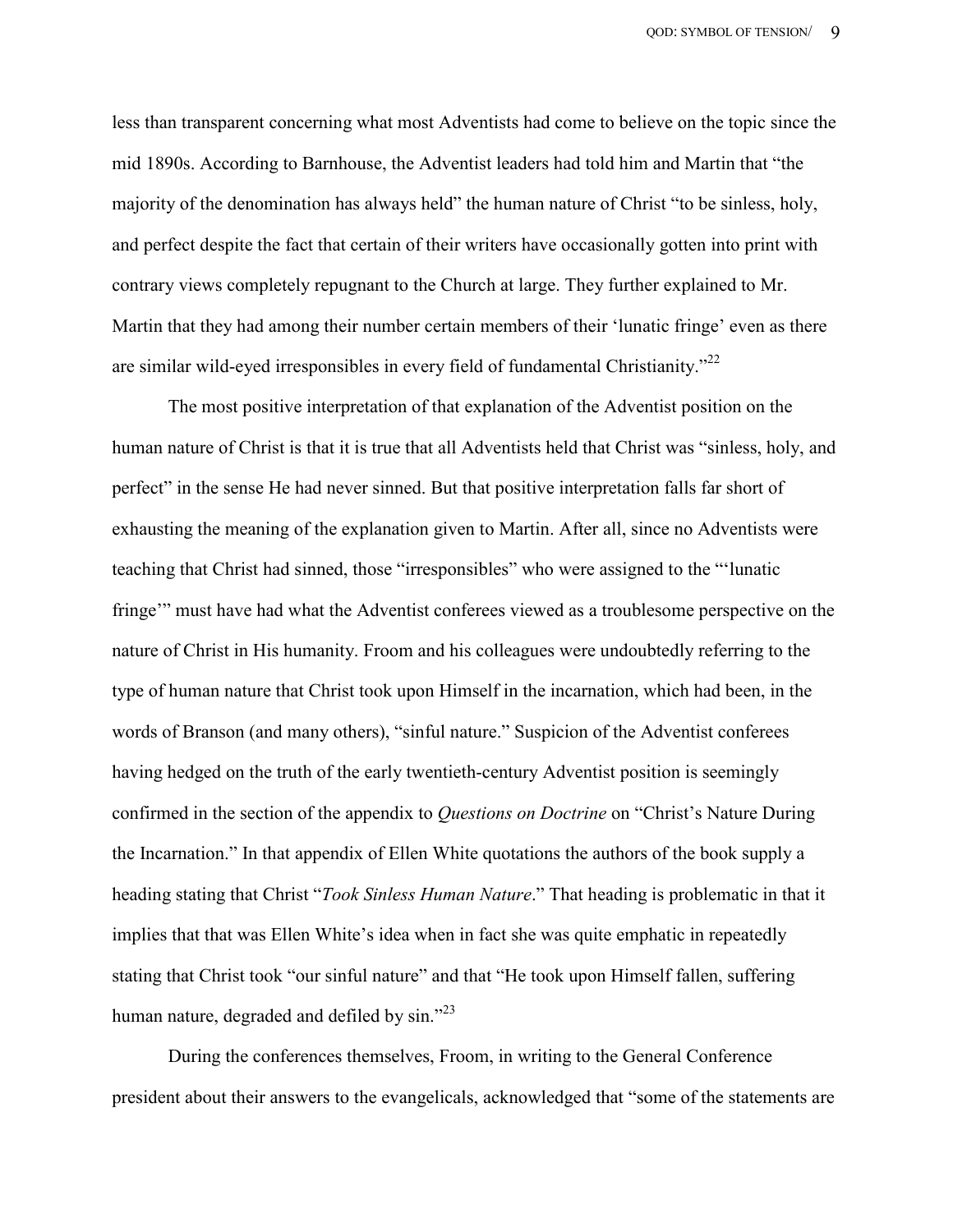less than transparent concerning what most Adventists had come to believe on the topic since the mid 1890s. According to Barnhouse, the Adventist leaders had told him and Martin that "the majority of the denomination has always held" the human nature of Christ "to be sinless, holy, and perfect despite the fact that certain of their writers have occasionally gotten into print with contrary views completely repugnant to the Church at large. They further explained to Mr. Martin that they had among their number certain members of their 'lunatic fringe' even as there are similar wild-eyed irresponsibles in every field of fundamental Christianity."[22]

The most positive interpretation of that explanation of the Adventist position on the human nature of Christ is that it is true that all Adventists held that Christ was "sinless, holy, and perfect" in the sense He had never sinned. But that positive interpretation falls far short of exhausting the meaning of the explanation given to Martin. After all, since no Adventists were teaching that Christ had sinned, those "irresponsibles" who were assigned to the "'lunatic fringe'" must have had what the Adventist conferees viewed as a troublesome perspective on the nature of Christ in His humanity. Froom and his colleagues were undoubtedly referring to the type of human nature that Christ took upon Himself in the incarnation, which had been, in the words of Branson (and many others), "sinful nature." Suspicion of the Adventist conferees having hedged on the truth of the early twentieth-century Adventist position is seemingly confirmed in the section of the appendix to *Questions on Doctrine* on "Christ's Nature During the Incarnation." In that appendix of Ellen White quotations the authors of the book supply a heading stating that Christ "*Took Sinless Human Nature*." That heading is problematic in that it implies that that was Ellen White's idea when in fact she was quite emphatic in repeatedly stating that Christ took "our sinful nature" and that "He took upon Himself fallen, suffering human nature, degraded and defiled by sin."[23]

During the conferences themselves, Froom, in writing to the General Conference president about their answers to the evangelicals, acknowledged that "some of the statements are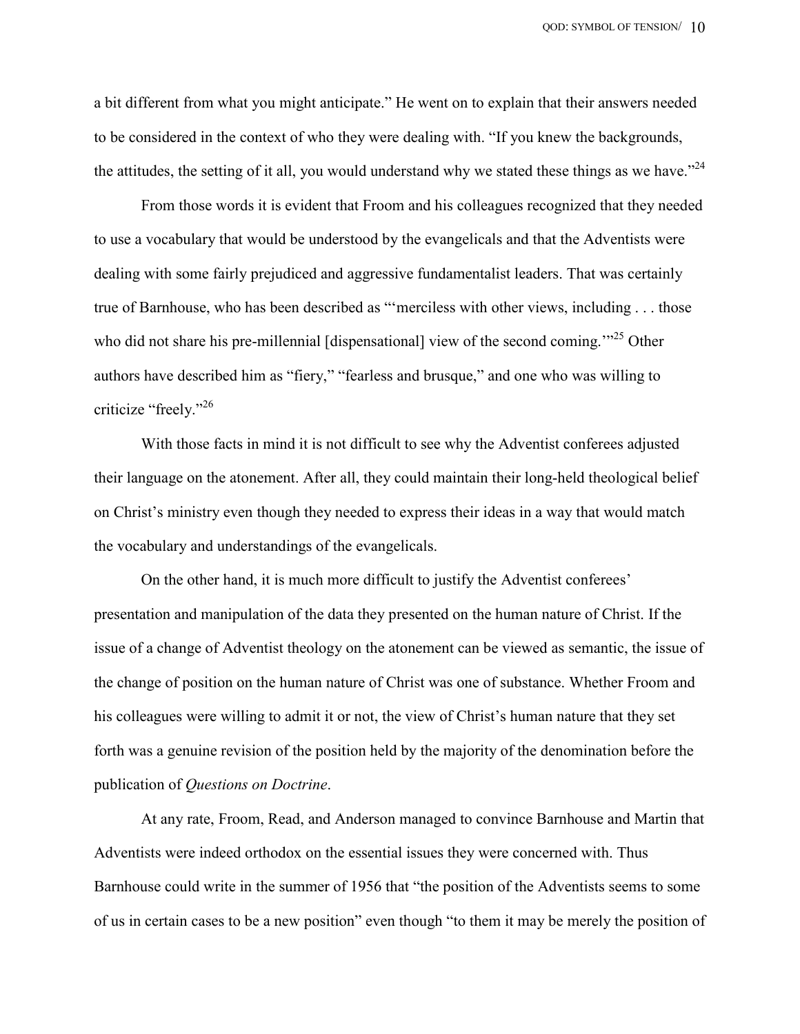a bit different from what you might anticipate." He went on to explain that their answers needed to be considered in the context of who they were dealing with. "If you knew the backgrounds, the attitudes, the setting of it all, you would understand why we stated these things as we have."[24]

From those words it is evident that Froom and his colleagues recognized that they needed to use a vocabulary that would be understood by the evangelicals and that the Adventists were dealing with some fairly prejudiced and aggressive fundamentalist leaders. That was certainly true of Barnhouse, who has been described as "'merciless with other views, including . . . those who did not share his pre-millennial [dispensational] view of the second coming.'"[25] Other authors have described him as "fiery," "fearless and brusque," and one who was willing to criticize "freely."[26]

With those facts in mind it is not difficult to see why the Adventist conferees adjusted their language on the atonement. After all, they could maintain their long-held theological belief on Christ's ministry even though they needed to express their ideas in a way that would match the vocabulary and understandings of the evangelicals.

On the other hand, it is much more difficult to justify the Adventist conferees' presentation and manipulation of the data they presented on the human nature of Christ. If the issue of a change of Adventist theology on the atonement can be viewed as semantic, the issue of the change of position on the human nature of Christ was one of substance. Whether Froom and his colleagues were willing to admit it or not, the view of Christ's human nature that they set forth was a genuine revision of the position held by the majority of the denomination before the publication of *Questions on Doctrine*.

At any rate, Froom, Read, and Anderson managed to convince Barnhouse and Martin that Adventists were indeed orthodox on the essential issues they were concerned with. Thus Barnhouse could write in the summer of 1956 that "the position of the Adventists seems to some of us in certain cases to be a new position" even though "to them it may be merely the position of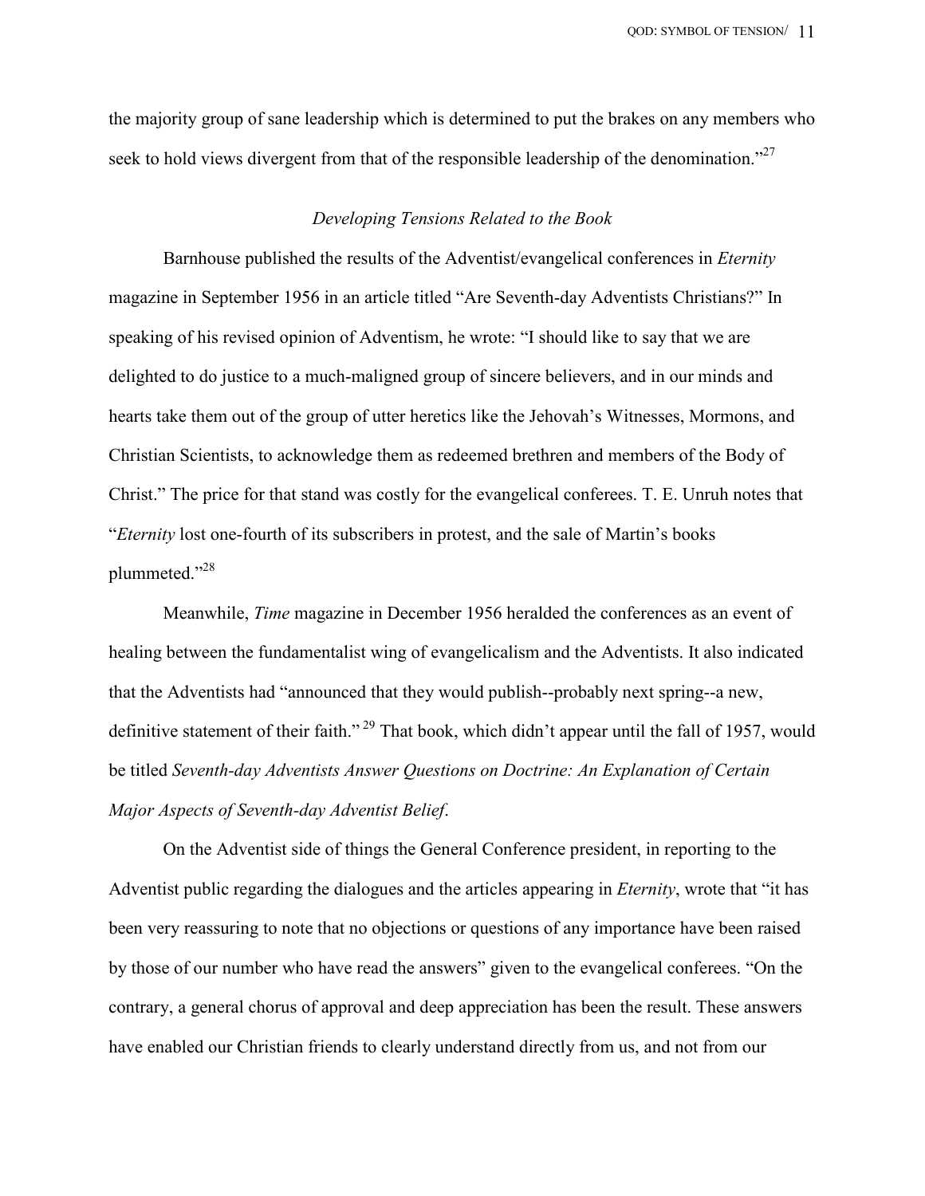the majority group of sane leadership which is determined to put the brakes on any members who seek to hold views divergent from that of the responsible leadership of the denomination."[27]

### *Developing Tensions Related to the Book*

Barnhouse published the results of the Adventist/evangelical conferences in *Eternity* magazine in September 1956 in an article titled "Are Seventh-day Adventists Christians?" In speaking of his revised opinion of Adventism, he wrote: "I should like to say that we are delighted to do justice to a much-maligned group of sincere believers, and in our minds and hearts take them out of the group of utter heretics like the Jehovah's Witnesses, Mormons, and Christian Scientists, to acknowledge them as redeemed brethren and members of the Body of Christ." The price for that stand was costly for the evangelical conferees. T. E. Unruh notes that "*Eternity* lost one-fourth of its subscribers in protest, and the sale of Martin's books plummeted."[28]

Meanwhile, *Time* magazine in December 1956 heralded the conferences as an event of healing between the fundamentalist wing of evangelicalism and the Adventists. It also indicated that the Adventists had "announced that they would publish--probably next spring--a new, definitive statement of their faith."[29] That book, which didn't appear until the fall of 1957, would be titled *Seventh-day Adventists Answer Questions on Doctrine: An Explanation of Certain Major Aspects of Seventh-day Adventist Belief*.

On the Adventist side of things the General Conference president, in reporting to the Adventist public regarding the dialogues and the articles appearing in *Eternity*, wrote that "it has been very reassuring to note that no objections or questions of any importance have been raised by those of our number who have read the answers" given to the evangelical conferees. "On the contrary, a general chorus of approval and deep appreciation has been the result. These answers have enabled our Christian friends to clearly understand directly from us, and not from our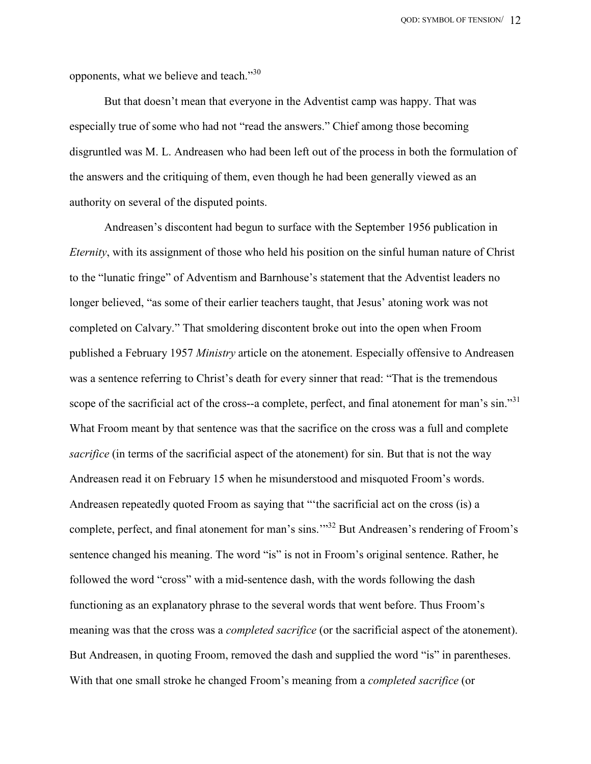opponents, what we believe and teach."[30]

But that doesn't mean that everyone in the Adventist camp was happy. That was especially true of some who had not "read the answers." Chief among those becoming disgruntled was M. L. Andreasen who had been left out of the process in both the formulation of the answers and the critiquing of them, even though he had been generally viewed as an authority on several of the disputed points.

Andreasen's discontent had begun to surface with the September 1956 publication in *Eternity*, with its assignment of those who held his position on the sinful human nature of Christ to the "lunatic fringe" of Adventism and Barnhouse's statement that the Adventist leaders no longer believed, "as some of their earlier teachers taught, that Jesus' atoning work was not completed on Calvary." That smoldering discontent broke out into the open when Froom published a February 1957 *Ministry* article on the atonement. Especially offensive to Andreasen was a sentence referring to Christ's death for every sinner that read: "That is the tremendous scope of the sacrificial act of the cross--a complete, perfect, and final atonement for man's sin."[31] What Froom meant by that sentence was that the sacrifice on the cross was a full and complete *sacrifice* (in terms of the sacrificial aspect of the atonement) for sin. But that is not the way Andreasen read it on February 15 when he misunderstood and misquoted Froom's words. Andreasen repeatedly quoted Froom as saying that "'the sacrificial act on the cross (is) a complete, perfect, and final atonement for man's sins.'"[32] But Andreasen's rendering of Froom's sentence changed his meaning. The word "is" is not in Froom's original sentence. Rather, he followed the word "cross" with a mid-sentence dash, with the words following the dash functioning as an explanatory phrase to the several words that went before. Thus Froom's meaning was that the cross was a *completed sacrifice* (or the sacrificial aspect of the atonement). But Andreasen, in quoting Froom, removed the dash and supplied the word "is" in parentheses. With that one small stroke he changed Froom's meaning from a *completed sacrifice* (or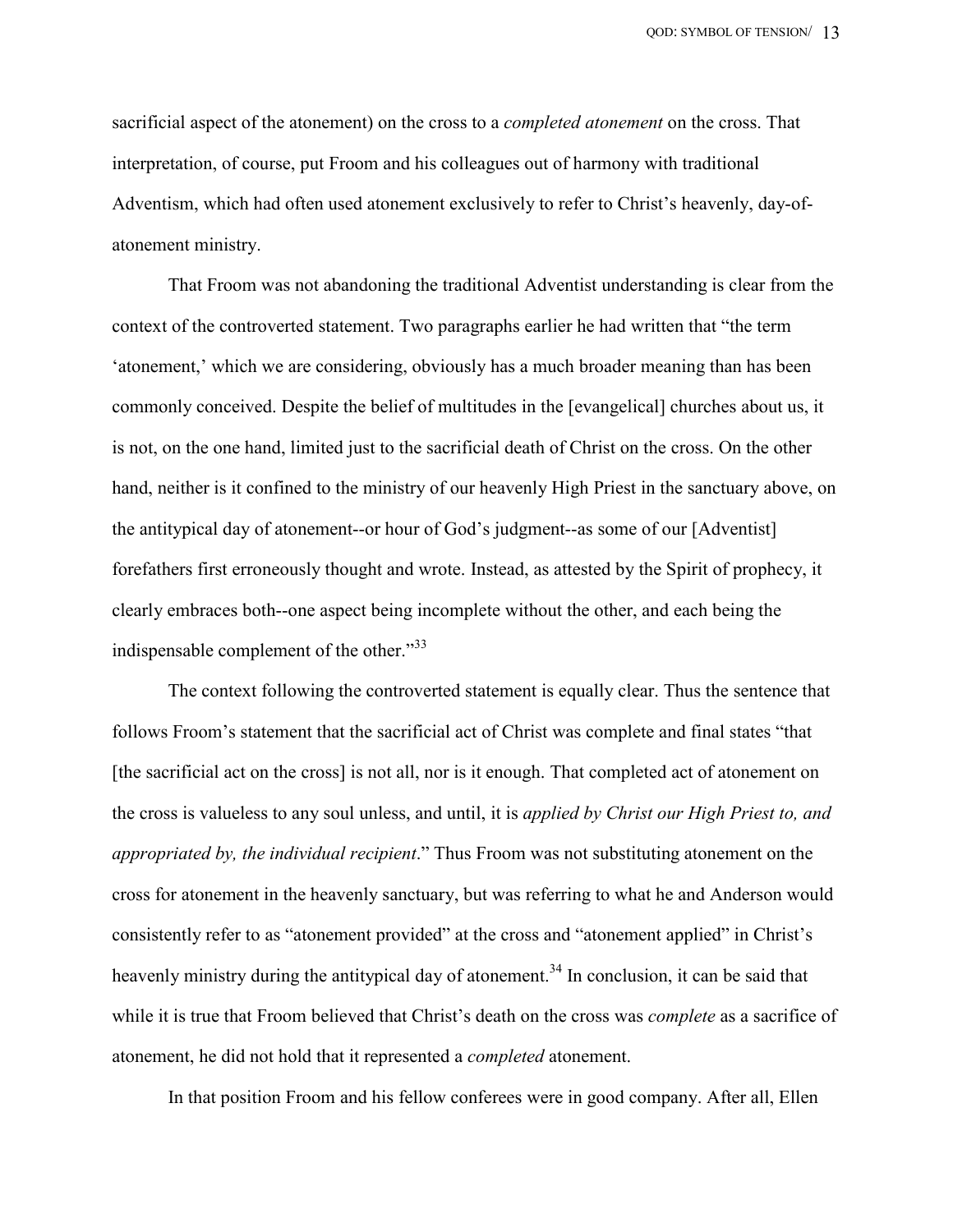sacrificial aspect of the atonement) on the cross to a *completed atonement* on the cross. That interpretation, of course, put Froom and his colleagues out of harmony with traditional Adventism, which had often used atonement exclusively to refer to Christ's heavenly, day-of-atonement ministry.

That Froom was not abandoning the traditional Adventist understanding is clear from the context of the controverted statement. Two paragraphs earlier he had written that "the term 'atonement,' which we are considering, obviously has a much broader meaning than has been commonly conceived. Despite the belief of multitudes in the [evangelical] churches about us, it is not, on the one hand, limited just to the sacrificial death of Christ on the cross. On the other hand, neither is it confined to the ministry of our heavenly High Priest in the sanctuary above, on the antitypical day of atonement--or hour of God's judgment--as some of our [Adventist] forefathers first erroneously thought and wrote. Instead, as attested by the Spirit of prophecy, it clearly embraces both--one aspect being incomplete without the other, and each being the indispensable complement of the other."[33]

The context following the controverted statement is equally clear. Thus the sentence that follows Froom's statement that the sacrificial act of Christ was complete and final states "that [the sacrificial act on the cross] is not all, nor is it enough. That completed act of atonement on the cross is valueless to any soul unless, and until, it is *applied by Christ our High Priest to, and appropriated by, the individual recipient*." Thus Froom was not substituting atonement on the cross for atonement in the heavenly sanctuary, but was referring to what he and Anderson would consistently refer to as "atonement provided" at the cross and "atonement applied" in Christ's heavenly ministry during the antitypical day of atonement.[34] In conclusion, it can be said that while it is true that Froom believed that Christ's death on the cross was *complete* as a sacrifice of atonement, he did not hold that it represented a *completed* atonement.

In that position Froom and his fellow conferees were in good company. After all, Ellen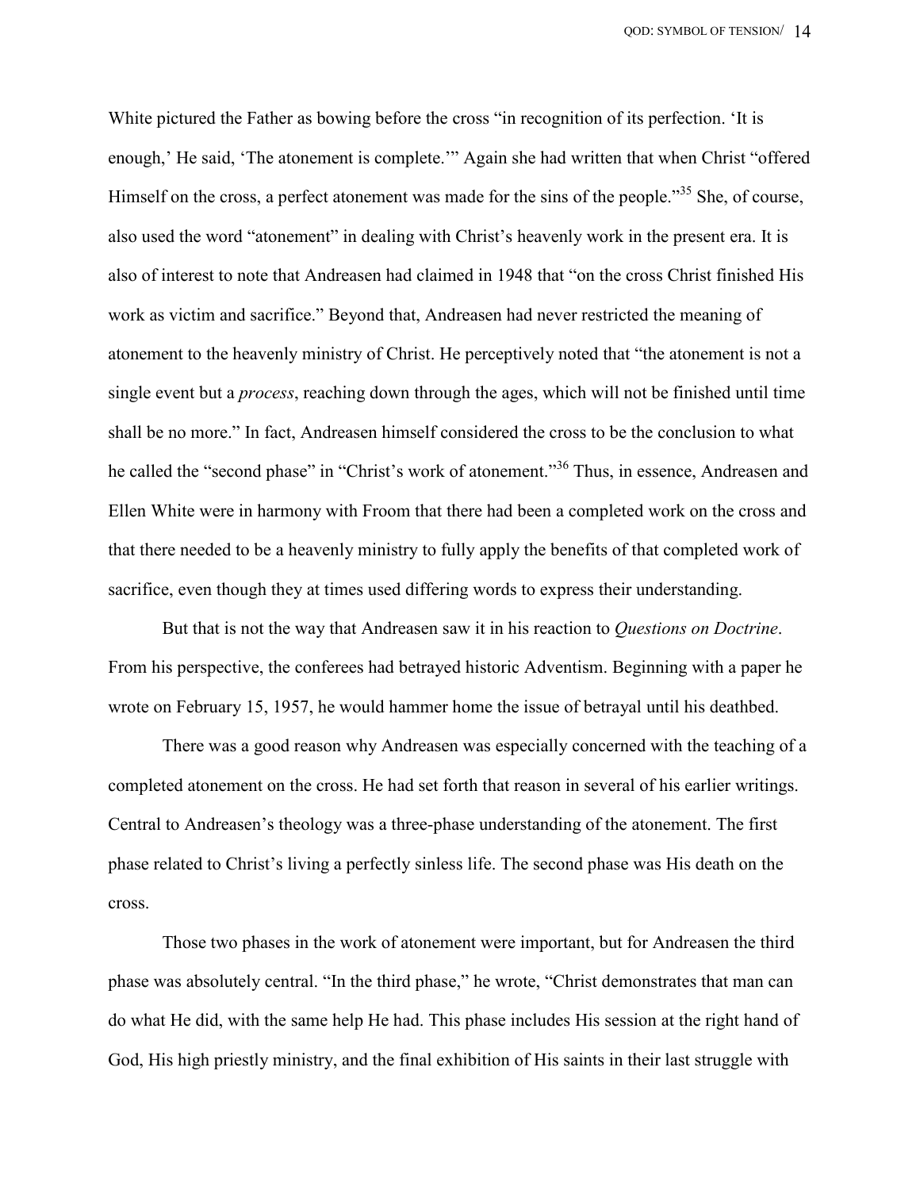White pictured the Father as bowing before the cross "in recognition of its perfection. 'It is enough,' He said, 'The atonement is complete.'" Again she had written that when Christ "offered Himself on the cross, a perfect atonement was made for the sins of the people."[35] She, of course, also used the word "atonement" in dealing with Christ's heavenly work in the present era. It is also of interest to note that Andreasen had claimed in 1948 that "on the cross Christ finished His work as victim and sacrifice." Beyond that, Andreasen had never restricted the meaning of atonement to the heavenly ministry of Christ. He perceptively noted that "the atonement is not a single event but a *process*, reaching down through the ages, which will not be finished until time shall be no more." In fact, Andreasen himself considered the cross to be the conclusion to what he called the "second phase" in "Christ's work of atonement."[36] Thus, in essence, Andreasen and Ellen White were in harmony with Froom that there had been a completed work on the cross and that there needed to be a heavenly ministry to fully apply the benefits of that completed work of sacrifice, even though they at times used differing words to express their understanding.

But that is not the way that Andreasen saw it in his reaction to *Questions on Doctrine*. From his perspective, the conferees had betrayed historic Adventism. Beginning with a paper he wrote on February 15, 1957, he would hammer home the issue of betrayal until his deathbed.

There was a good reason why Andreasen was especially concerned with the teaching of a completed atonement on the cross. He had set forth that reason in several of his earlier writings. Central to Andreasen's theology was a three-phase understanding of the atonement. The first phase related to Christ's living a perfectly sinless life. The second phase was His death on the cross.

Those two phases in the work of atonement were important, but for Andreasen the third phase was absolutely central. "In the third phase," he wrote, "Christ demonstrates that man can do what He did, with the same help He had. This phase includes His session at the right hand of God, His high priestly ministry, and the final exhibition of His saints in their last struggle with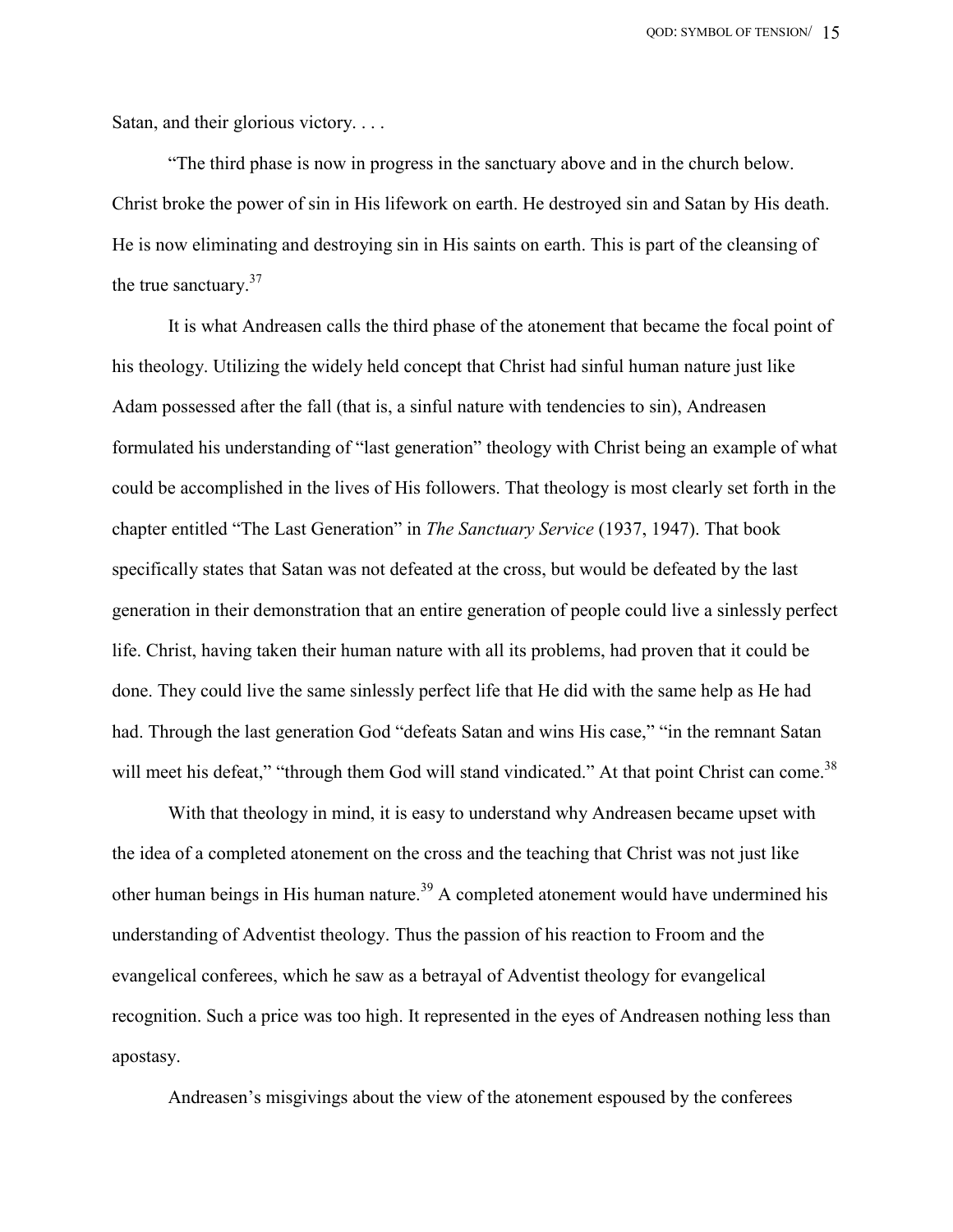Satan, and their glorious victory. . . .

"The third phase is now in progress in the sanctuary above and in the church below. Christ broke the power of sin in His lifework on earth. He destroyed sin and Satan by His death. He is now eliminating and destroying sin in His saints on earth. This is part of the cleansing of the true sanctuary.[37]

It is what Andreasen calls the third phase of the atonement that became the focal point of his theology. Utilizing the widely held concept that Christ had sinful human nature just like Adam possessed after the fall (that is, a sinful nature with tendencies to sin), Andreasen formulated his understanding of "last generation" theology with Christ being an example of what could be accomplished in the lives of His followers. That theology is most clearly set forth in the chapter entitled "The Last Generation" in *The Sanctuary Service* (1937, 1947). That book specifically states that Satan was not defeated at the cross, but would be defeated by the last generation in their demonstration that an entire generation of people could live a sinlessly perfect life. Christ, having taken their human nature with all its problems, had proven that it could be done. They could live the same sinlessly perfect life that He did with the same help as He had had. Through the last generation God "defeats Satan and wins His case," "in the remnant Satan will meet his defeat," "through them God will stand vindicated." At that point Christ can come.[38]

With that theology in mind, it is easy to understand why Andreasen became upset with the idea of a completed atonement on the cross and the teaching that Christ was not just like other human beings in His human nature.[39] A completed atonement would have undermined his understanding of Adventist theology. Thus the passion of his reaction to Froom and the evangelical conferees, which he saw as a betrayal of Adventist theology for evangelical recognition. Such a price was too high. It represented in the eyes of Andreasen nothing less than apostasy.

Andreasen's misgivings about the view of the atonement espoused by the conferees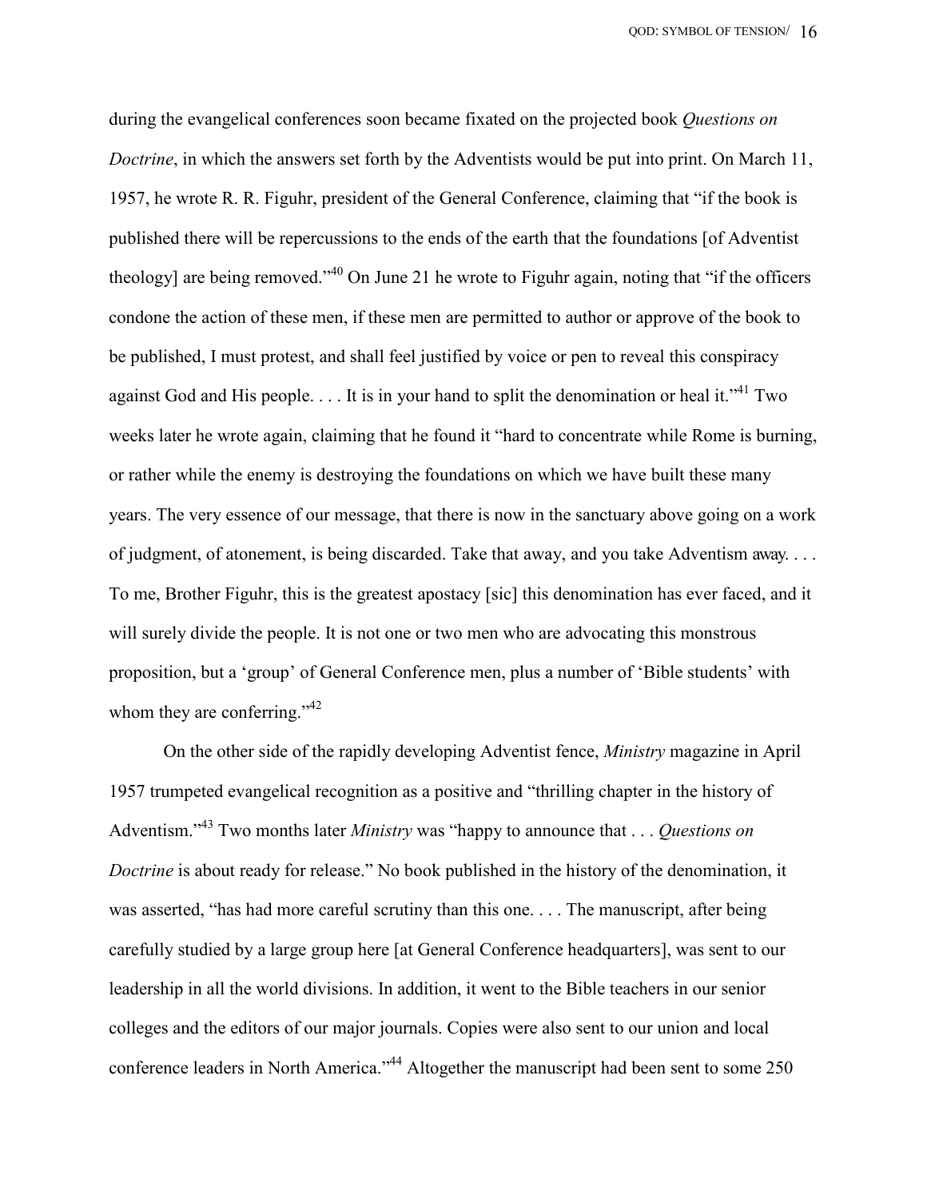during the evangelical conferences soon became fixated on the projected book *Questions on Doctrine*, in which the answers set forth by the Adventists would be put into print. On March 11, 1957, he wrote R. R. Figuhr, president of the General Conference, claiming that "if the book is published there will be repercussions to the ends of the earth that the foundations [of Adventist theology] are being removed."[40] On June 21 he wrote to Figuhr again, noting that "if the officers condone the action of these men, if these men are permitted to author or approve of the book to be published, I must protest, and shall feel justified by voice or pen to reveal this conspiracy against God and His people. . . . It is in your hand to split the denomination or heal it."[41] Two weeks later he wrote again, claiming that he found it "hard to concentrate while Rome is burning, or rather while the enemy is destroying the foundations on which we have built these many years. The very essence of our message, that there is now in the sanctuary above going on a work of judgment, of atonement, is being discarded. Take that away, and you take Adventism away. . . . To me, Brother Figuhr, this is the greatest apostacy [sic] this denomination has ever faced, and it will surely divide the people. It is not one or two men who are advocating this monstrous proposition, but a 'group' of General Conference men, plus a number of 'Bible students' with whom they are conferring."[42]

On the other side of the rapidly developing Adventist fence, *Ministry* magazine in April 1957 trumpeted evangelical recognition as a positive and "thrilling chapter in the history of Adventism."[43] Two months later *Ministry* was "happy to announce that . . . *Questions on Doctrine* is about ready for release." No book published in the history of the denomination, it was asserted, "has had more careful scrutiny than this one. . . . The manuscript, after being carefully studied by a large group here [at General Conference headquarters], was sent to our leadership in all the world divisions. In addition, it went to the Bible teachers in our senior colleges and the editors of our major journals. Copies were also sent to our union and local conference leaders in North America."[44] Altogether the manuscript had been sent to some 250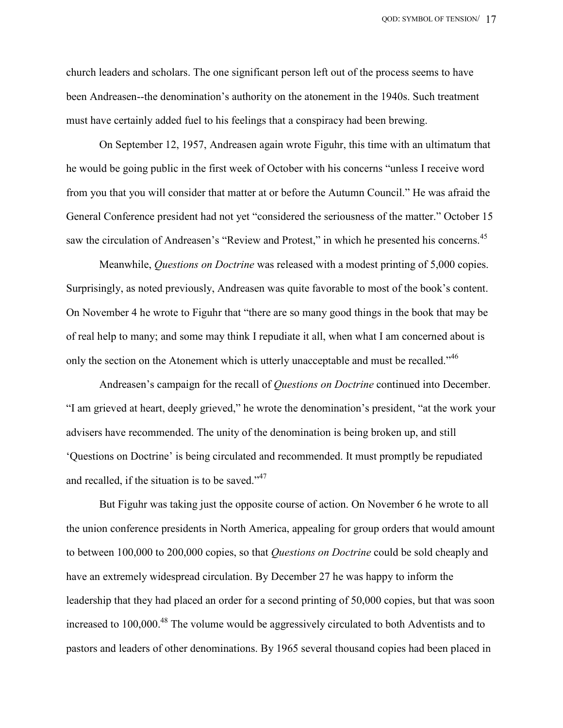church leaders and scholars. The one significant person left out of the process seems to have been Andreasen--the denomination's authority on the atonement in the 1940s. Such treatment must have certainly added fuel to his feelings that a conspiracy had been brewing.

On September 12, 1957, Andreasen again wrote Figuhr, this time with an ultimatum that he would be going public in the first week of October with his concerns "unless I receive word from you that you will consider that matter at or before the Autumn Council." He was afraid the General Conference president had not yet "considered the seriousness of the matter." October 15 saw the circulation of Andreasen's "Review and Protest," in which he presented his concerns.[45]

Meanwhile, *Questions on Doctrine* was released with a modest printing of 5,000 copies. Surprisingly, as noted previously, Andreasen was quite favorable to most of the book's content. On November 4 he wrote to Figuhr that "there are so many good things in the book that may be of real help to many; and some may think I repudiate it all, when what I am concerned about is only the section on the Atonement which is utterly unacceptable and must be recalled."[46]

Andreasen's campaign for the recall of *Questions on Doctrine* continued into December. "I am grieved at heart, deeply grieved," he wrote the denomination's president, "at the work your advisers have recommended. The unity of the denomination is being broken up, and still 'Questions on Doctrine' is being circulated and recommended. It must promptly be repudiated and recalled, if the situation is to be saved."[47]

But Figuhr was taking just the opposite course of action. On November 6 he wrote to all the union conference presidents in North America, appealing for group orders that would amount to between 100,000 to 200,000 copies, so that *Questions on Doctrine* could be sold cheaply and have an extremely widespread circulation. By December 27 he was happy to inform the leadership that they had placed an order for a second printing of 50,000 copies, but that was soon increased to 100,000.[48] The volume would be aggressively circulated to both Adventists and to pastors and leaders of other denominations. By 1965 several thousand copies had been placed in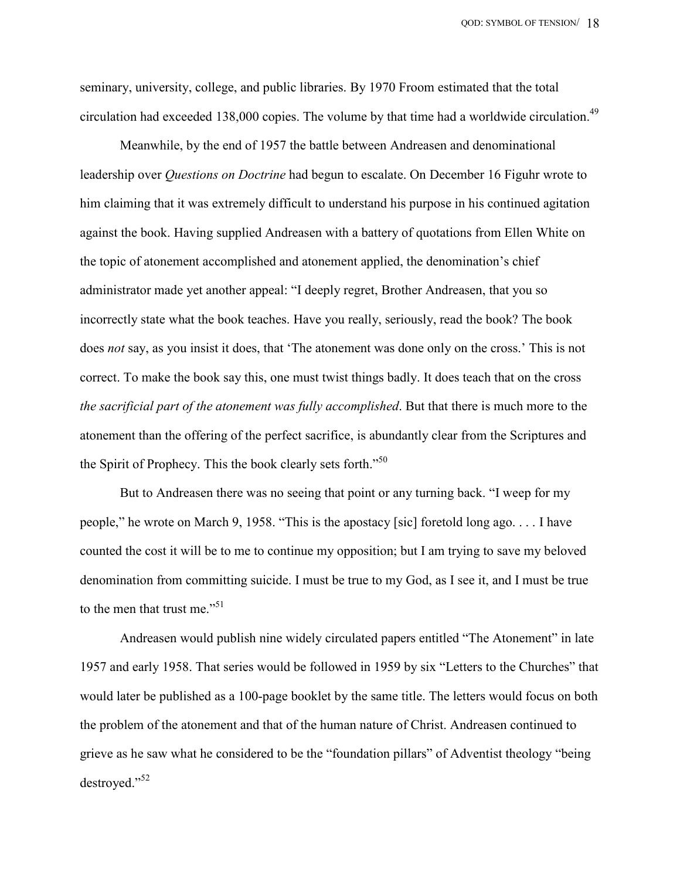seminary, university, college, and public libraries. By 1970 Froom estimated that the total circulation had exceeded 138,000 copies. The volume by that time had a worldwide circulation.[49]

Meanwhile, by the end of 1957 the battle between Andreasen and denominational leadership over *Questions on Doctrine* had begun to escalate. On December 16 Figuhr wrote to him claiming that it was extremely difficult to understand his purpose in his continued agitation against the book. Having supplied Andreasen with a battery of quotations from Ellen White on the topic of atonement accomplished and atonement applied, the denomination's chief administrator made yet another appeal: "I deeply regret, Brother Andreasen, that you so incorrectly state what the book teaches. Have you really, seriously, read the book? The book does *not* say, as you insist it does, that 'The atonement was done only on the cross.' This is not correct. To make the book say this, one must twist things badly. It does teach that on the cross *the sacrificial part of the atonement was fully accomplished*. But that there is much more to the atonement than the offering of the perfect sacrifice, is abundantly clear from the Scriptures and the Spirit of Prophecy. This the book clearly sets forth."[50]

But to Andreasen there was no seeing that point or any turning back. "I weep for my people," he wrote on March 9, 1958. "This is the apostacy [sic] foretold long ago. . . . I have counted the cost it will be to me to continue my opposition; but I am trying to save my beloved denomination from committing suicide. I must be true to my God, as I see it, and I must be true to the men that trust me."[51]

Andreasen would publish nine widely circulated papers entitled "The Atonement" in late 1957 and early 1958. That series would be followed in 1959 by six "Letters to the Churches" that would later be published as a 100-page booklet by the same title. The letters would focus on both the problem of the atonement and that of the human nature of Christ. Andreasen continued to grieve as he saw what he considered to be the "foundation pillars" of Adventist theology "being destroyed."[52]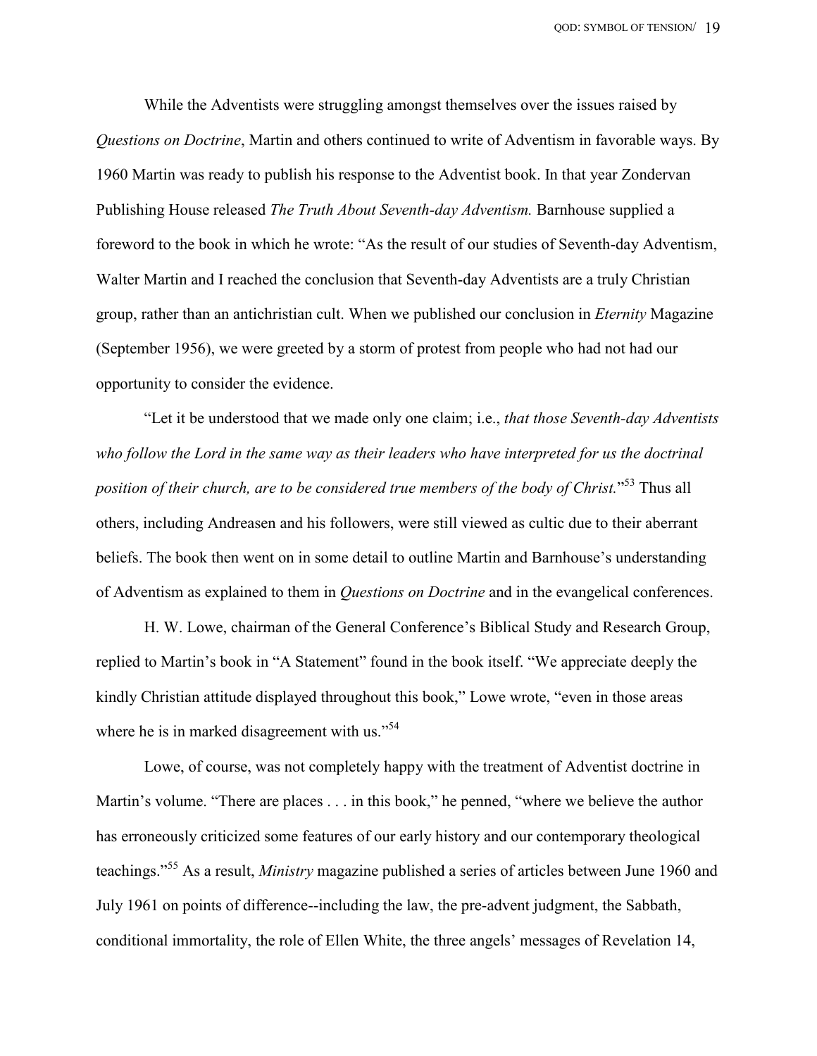While the Adventists were struggling amongst themselves over the issues raised by *Questions on Doctrine*, Martin and others continued to write of Adventism in favorable ways. By 1960 Martin was ready to publish his response to the Adventist book. In that year Zondervan Publishing House released *The Truth About Seventh-day Adventism.* Barnhouse supplied a foreword to the book in which he wrote: "As the result of our studies of Seventh-day Adventism, Walter Martin and I reached the conclusion that Seventh-day Adventists are a truly Christian group, rather than an antichristian cult. When we published our conclusion in *Eternity* Magazine (September 1956), we were greeted by a storm of protest from people who had not had our opportunity to consider the evidence.

"Let it be understood that we made only one claim; i.e., *that those Seventh-day Adventists who follow the Lord in the same way as their leaders who have interpreted for us the doctrinal position of their church, are to be considered true members of the body of Christ.*"[53] Thus all others, including Andreasen and his followers, were still viewed as cultic due to their aberrant beliefs. The book then went on in some detail to outline Martin and Barnhouse's understanding of Adventism as explained to them in *Questions on Doctrine* and in the evangelical conferences.

H. W. Lowe, chairman of the General Conference's Biblical Study and Research Group, replied to Martin's book in "A Statement" found in the book itself. "We appreciate deeply the kindly Christian attitude displayed throughout this book," Lowe wrote, "even in those areas where he is in marked disagreement with us."[54]

Lowe, of course, was not completely happy with the treatment of Adventist doctrine in Martin's volume. "There are places . . . in this book," he penned, "where we believe the author has erroneously criticized some features of our early history and our contemporary theological teachings."[55] As a result, *Ministry* magazine published a series of articles between June 1960 and July 1961 on points of difference--including the law, the pre-advent judgment, the Sabbath, conditional immortality, the role of Ellen White, the three angels' messages of Revelation 14,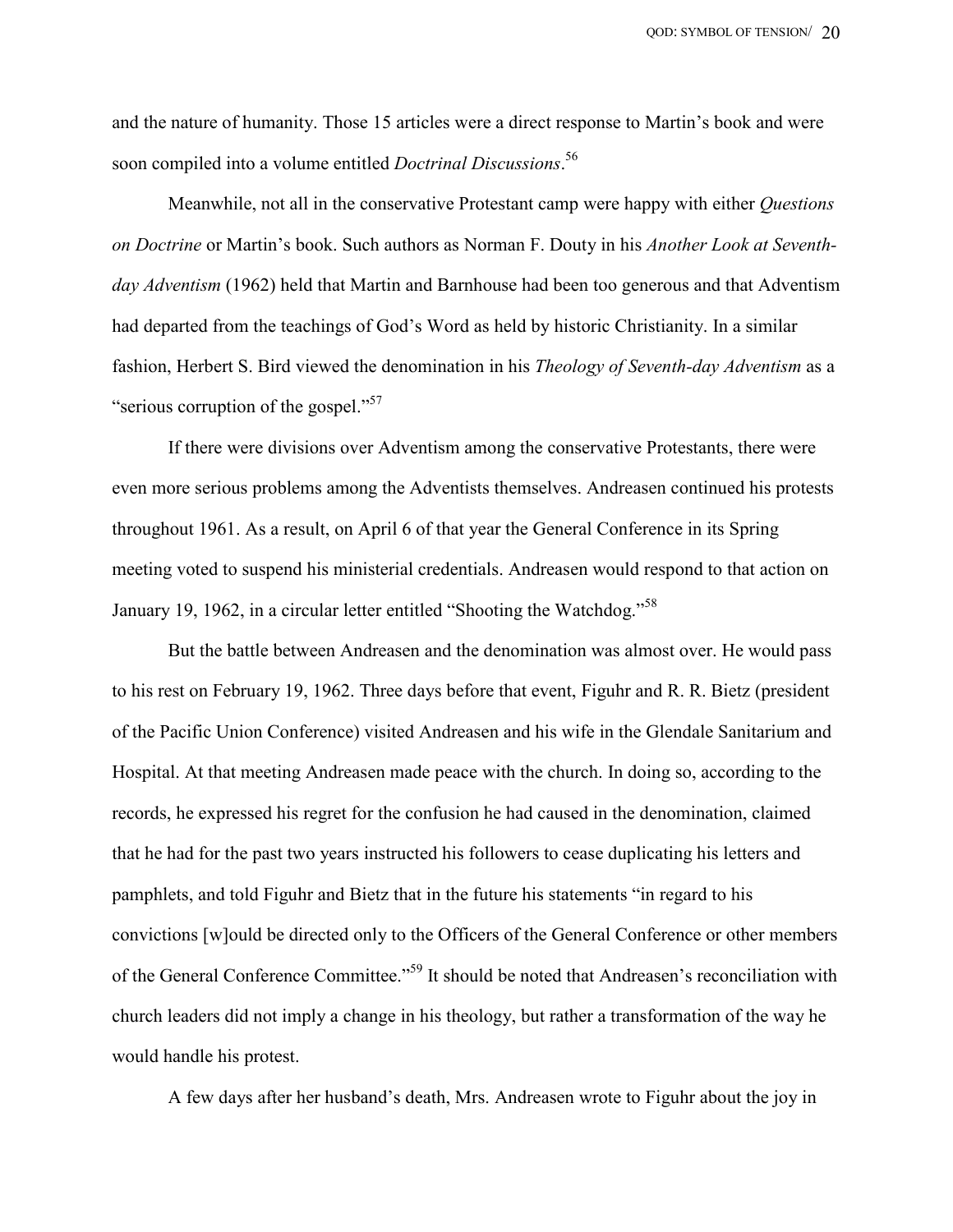and the nature of humanity. Those 15 articles were a direct response to Martin's book and were soon compiled into a volume entitled *Doctrinal Discussions*.[56]

Meanwhile, not all in the conservative Protestant camp were happy with either *Questions on Doctrine* or Martin's book. Such authors as Norman F. Douty in his *Another Look at Seventh-day Adventism* (1962) held that Martin and Barnhouse had been too generous and that Adventism had departed from the teachings of God's Word as held by historic Christianity. In a similar fashion, Herbert S. Bird viewed the denomination in his *Theology of Seventh-day Adventism* as a "serious corruption of the gospel."[57]

If there were divisions over Adventism among the conservative Protestants, there were even more serious problems among the Adventists themselves. Andreasen continued his protests throughout 1961. As a result, on April 6 of that year the General Conference in its Spring meeting voted to suspend his ministerial credentials. Andreasen would respond to that action on January 19, 1962, in a circular letter entitled "Shooting the Watchdog."[58]

But the battle between Andreasen and the denomination was almost over. He would pass to his rest on February 19, 1962. Three days before that event, Figuhr and R. R. Bietz (president of the Pacific Union Conference) visited Andreasen and his wife in the Glendale Sanitarium and Hospital. At that meeting Andreasen made peace with the church. In doing so, according to the records, he expressed his regret for the confusion he had caused in the denomination, claimed that he had for the past two years instructed his followers to cease duplicating his letters and pamphlets, and told Figuhr and Bietz that in the future his statements "in regard to his convictions [w]ould be directed only to the Officers of the General Conference or other members of the General Conference Committee."[59] It should be noted that Andreasen's reconciliation with church leaders did not imply a change in his theology, but rather a transformation of the way he would handle his protest.

A few days after her husband's death, Mrs. Andreasen wrote to Figuhr about the joy in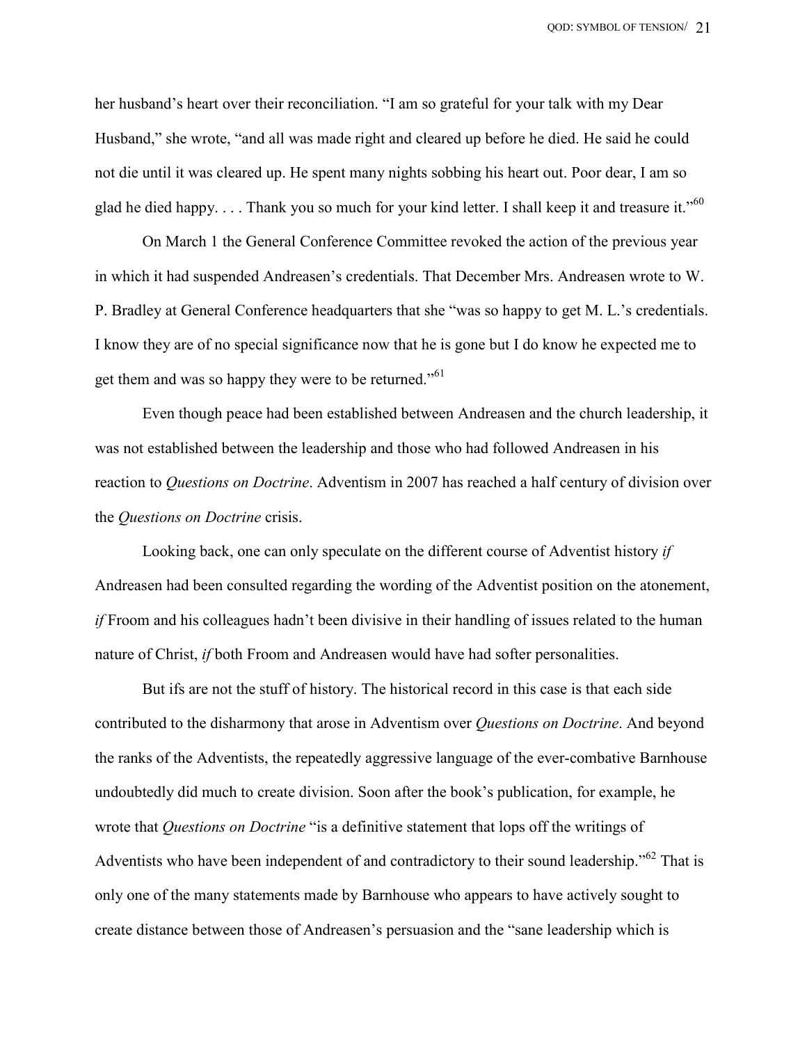her husband's heart over their reconciliation. "I am so grateful for your talk with my Dear Husband," she wrote, "and all was made right and cleared up before he died. He said he could not die until it was cleared up. He spent many nights sobbing his heart out. Poor dear, I am so glad he died happy. . . . Thank you so much for your kind letter. I shall keep it and treasure it."[60]

On March 1 the General Conference Committee revoked the action of the previous year in which it had suspended Andreasen's credentials. That December Mrs. Andreasen wrote to W. P. Bradley at General Conference headquarters that she "was so happy to get M. L.'s credentials. I know they are of no special significance now that he is gone but I do know he expected me to get them and was so happy they were to be returned."[61]

Even though peace had been established between Andreasen and the church leadership, it was not established between the leadership and those who had followed Andreasen in his reaction to *Questions on Doctrine*. Adventism in 2007 has reached a half century of division over the *Questions on Doctrine* crisis.

Looking back, one can only speculate on the different course of Adventist history *if* Andreasen had been consulted regarding the wording of the Adventist position on the atonement, *if* Froom and his colleagues hadn't been divisive in their handling of issues related to the human nature of Christ, *if* both Froom and Andreasen would have had softer personalities.

But ifs are not the stuff of history. The historical record in this case is that each side contributed to the disharmony that arose in Adventism over *Questions on Doctrine*. And beyond the ranks of the Adventists, the repeatedly aggressive language of the ever-combative Barnhouse undoubtedly did much to create division. Soon after the book's publication, for example, he wrote that *Questions on Doctrine* "is a definitive statement that lops off the writings of Adventists who have been independent of and contradictory to their sound leadership."[62] That is only one of the many statements made by Barnhouse who appears to have actively sought to create distance between those of Andreasen's persuasion and the "sane leadership which is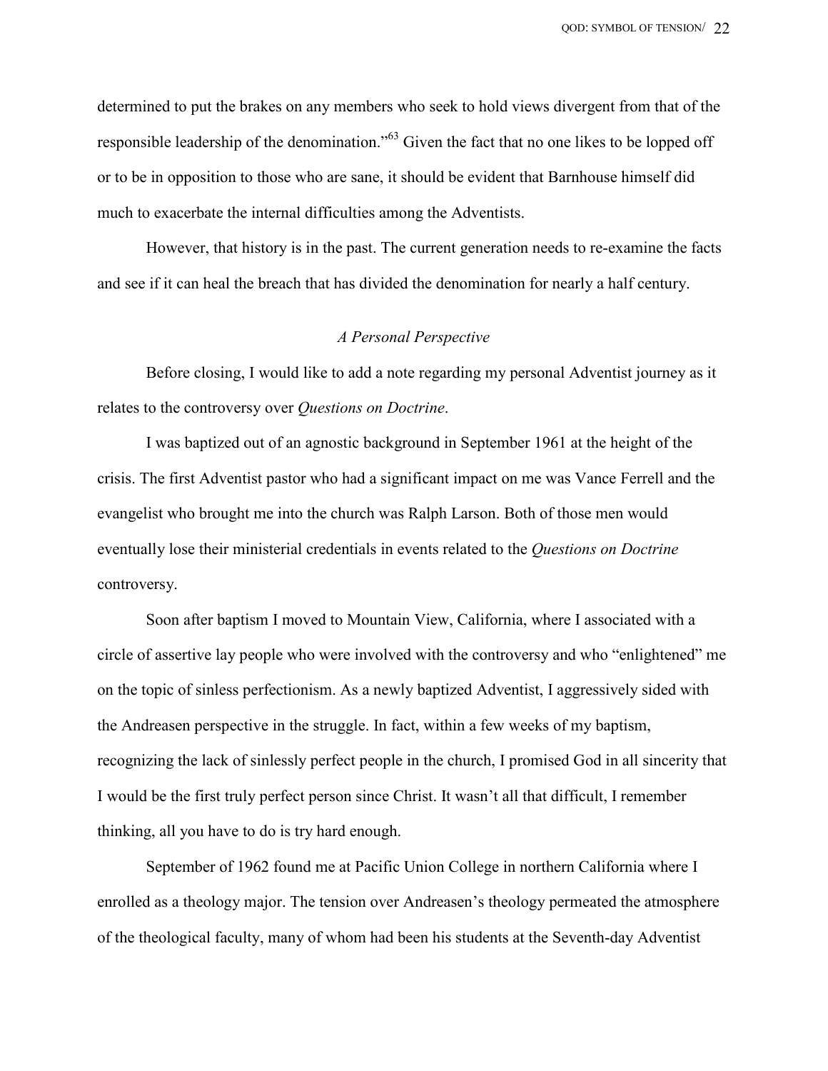determined to put the brakes on any members who seek to hold views divergent from that of the responsible leadership of the denomination."[63] Given the fact that no one likes to be lopped off or to be in opposition to those who are sane, it should be evident that Barnhouse himself did much to exacerbate the internal difficulties among the Adventists.

However, that history is in the past. The current generation needs to re-examine the facts and see if it can heal the breach that has divided the denomination for nearly a half century.

### *A Personal Perspective*

Before closing, I would like to add a note regarding my personal Adventist journey as it relates to the controversy over *Questions on Doctrine*.

I was baptized out of an agnostic background in September 1961 at the height of the crisis. The first Adventist pastor who had a significant impact on me was Vance Ferrell and the evangelist who brought me into the church was Ralph Larson. Both of those men would eventually lose their ministerial credentials in events related to the *Questions on Doctrine* controversy.

Soon after baptism I moved to Mountain View, California, where I associated with a circle of assertive lay people who were involved with the controversy and who "enlightened" me on the topic of sinless perfectionism. As a newly baptized Adventist, I aggressively sided with the Andreasen perspective in the struggle. In fact, within a few weeks of my baptism, recognizing the lack of sinlessly perfect people in the church, I promised God in all sincerity that I would be the first truly perfect person since Christ. It wasn't all that difficult, I remember thinking, all you have to do is try hard enough.

September of 1962 found me at Pacific Union College in northern California where I enrolled as a theology major. The tension over Andreasen's theology permeated the atmosphere of the theological faculty, many of whom had been his students at the Seventh-day Adventist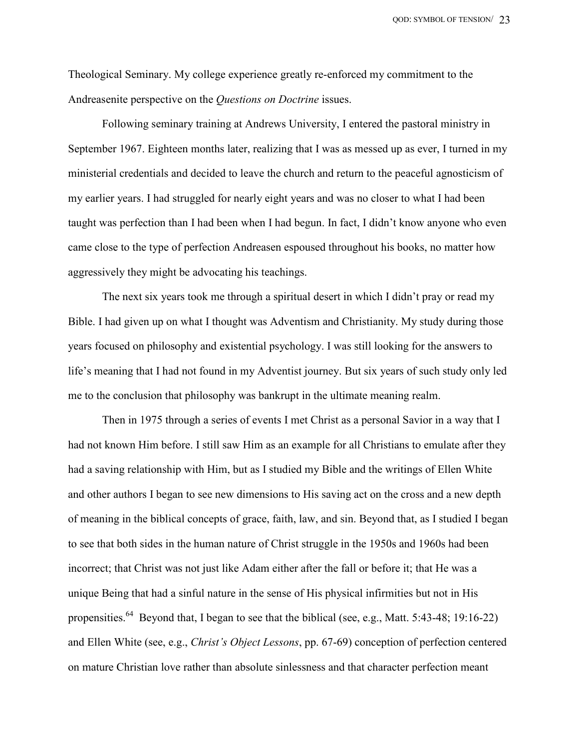Theological Seminary. My college experience greatly re-enforced my commitment to the Andreasenite perspective on the *Questions on Doctrine* issues.

Following seminary training at Andrews University, I entered the pastoral ministry in September 1967. Eighteen months later, realizing that I was as messed up as ever, I turned in my ministerial credentials and decided to leave the church and return to the peaceful agnosticism of my earlier years. I had struggled for nearly eight years and was no closer to what I had been taught was perfection than I had been when I had begun. In fact, I didn't know anyone who even came close to the type of perfection Andreasen espoused throughout his books, no matter how aggressively they might be advocating his teachings.

The next six years took me through a spiritual desert in which I didn't pray or read my Bible. I had given up on what I thought was Adventism and Christianity. My study during those years focused on philosophy and existential psychology. I was still looking for the answers to life's meaning that I had not found in my Adventist journey. But six years of such study only led me to the conclusion that philosophy was bankrupt in the ultimate meaning realm.

Then in 1975 through a series of events I met Christ as a personal Savior in a way that I had not known Him before. I still saw Him as an example for all Christians to emulate after they had a saving relationship with Him, but as I studied my Bible and the writings of Ellen White and other authors I began to see new dimensions to His saving act on the cross and a new depth of meaning in the biblical concepts of grace, faith, law, and sin. Beyond that, as I studied I began to see that both sides in the human nature of Christ struggle in the 1950s and 1960s had been incorrect; that Christ was not just like Adam either after the fall or before it; that He was a unique Being that had a sinful nature in the sense of His physical infirmities but not in His propensities.[64] Beyond that, I began to see that the biblical (see, e.g., Matt. 5:43-48; 19:16-22) and Ellen White (see, e.g., *Christ's Object Lessons*, pp. 67-69) conception of perfection centered on mature Christian love rather than absolute sinlessness and that character perfection meant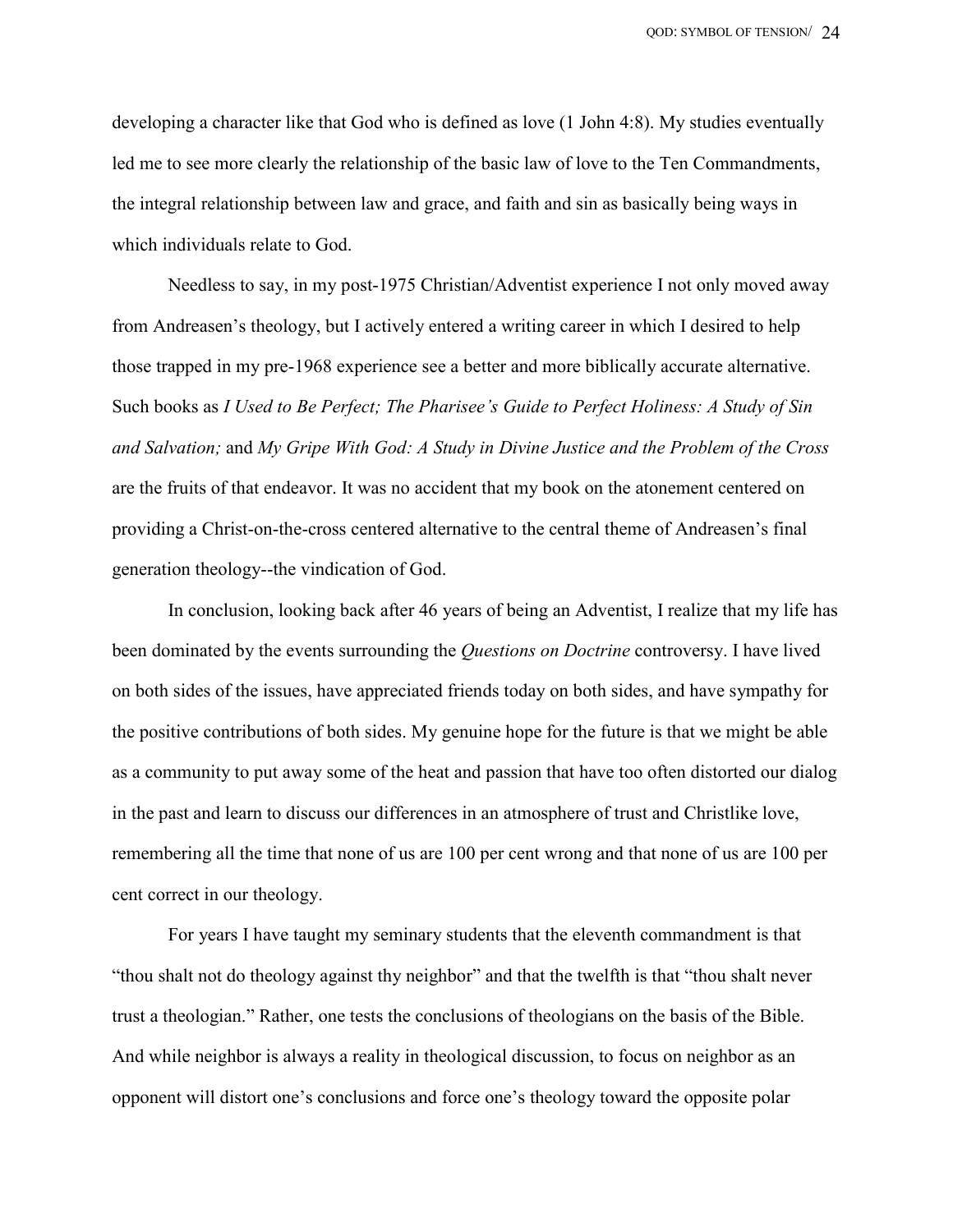developing a character like that God who is defined as love (1 John 4:8). My studies eventually led me to see more clearly the relationship of the basic law of love to the Ten Commandments, the integral relationship between law and grace, and faith and sin as basically being ways in which individuals relate to God.

Needless to say, in my post-1975 Christian/Adventist experience I not only moved away from Andreasen's theology, but I actively entered a writing career in which I desired to help those trapped in my pre-1968 experience see a better and more biblically accurate alternative. Such books as *I Used to Be Perfect; The Pharisee's Guide to Perfect Holiness: A Study of Sin and Salvation;* and *My Gripe With God: A Study in Divine Justice and the Problem of the Cross* are the fruits of that endeavor. It was no accident that my book on the atonement centered on providing a Christ-on-the-cross centered alternative to the central theme of Andreasen's final generation theology--the vindication of God.

In conclusion, looking back after 46 years of being an Adventist, I realize that my life has been dominated by the events surrounding the *Questions on Doctrine* controversy. I have lived on both sides of the issues, have appreciated friends today on both sides, and have sympathy for the positive contributions of both sides. My genuine hope for the future is that we might be able as a community to put away some of the heat and passion that have too often distorted our dialog in the past and learn to discuss our differences in an atmosphere of trust and Christlike love, remembering all the time that none of us are 100 per cent wrong and that none of us are 100 per cent correct in our theology.

For years I have taught my seminary students that the eleventh commandment is that "thou shalt not do theology against thy neighbor" and that the twelfth is that "thou shalt never trust a theologian." Rather, one tests the conclusions of theologians on the basis of the Bible. And while neighbor is always a reality in theological discussion, to focus on neighbor as an opponent will distort one's conclusions and force one's theology toward the opposite polar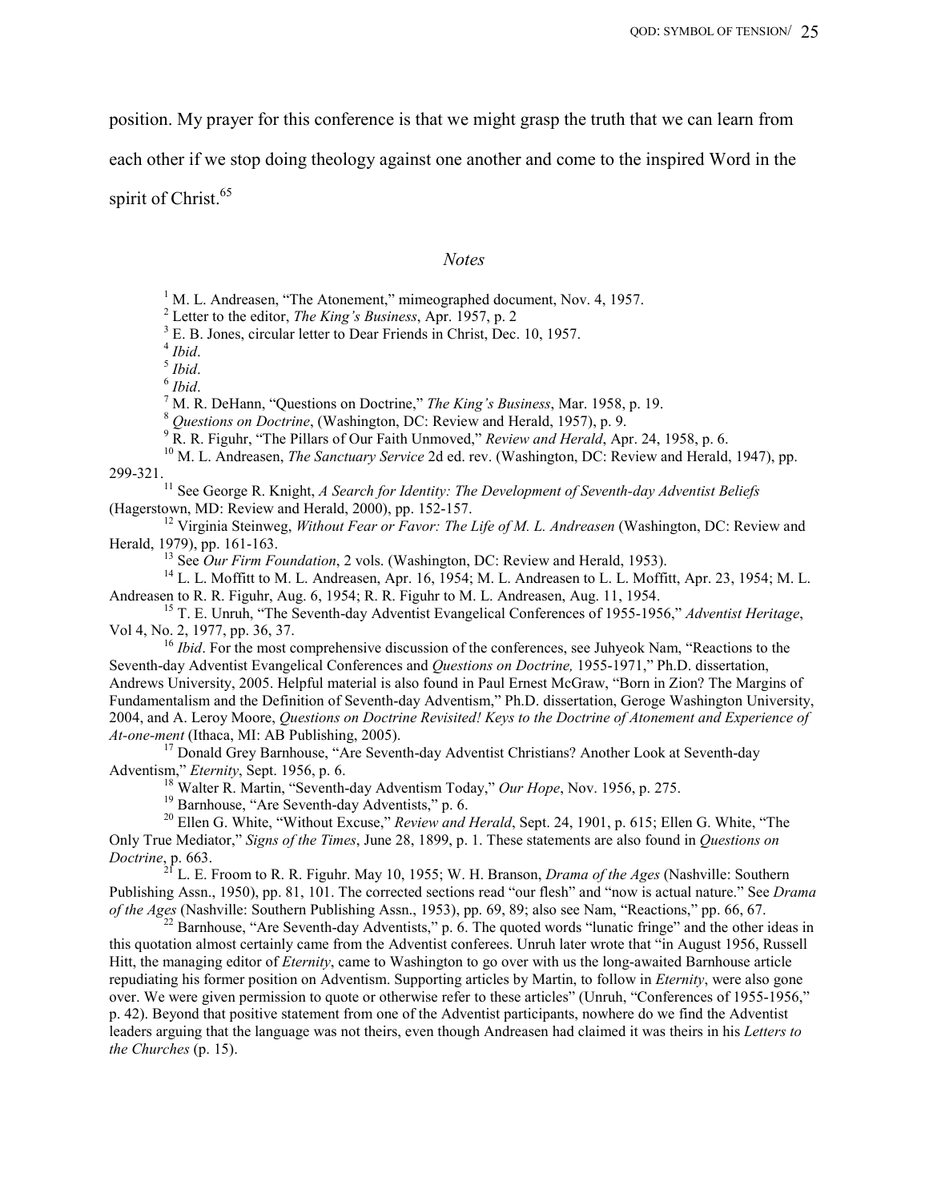position. My prayer for this conference is that we might grasp the truth that we can learn from each other if we stop doing theology against one another and come to the inspired Word in the spirit of Christ.[65]

## *Notes*

[1] M. L. Andreasen, "The Atonement," mimeographed document, Nov. 4, 1957.

[2] Letter to the editor, *The King's Business*, Apr. 1957, p. 2

[3] E. B. Jones, circular letter to Dear Friends in Christ, Dec. 10, 1957.

[4] *Ibid*.

[5] *Ibid*.

[6] *Ibid*.

[7] M. R. DeHann, "Questions on Doctrine," *The King's Business*, Mar. 1958, p. 19.

[8] *Questions on Doctrine*, (Washington, DC: Review and Herald, 1957), p. 9.

[9] R. R. Figuhr, "The Pillars of Our Faith Unmoved," *Review and Herald*, Apr. 24, 1958, p. 6.

[10] M. L. Andreasen, *The Sanctuary Service* 2d ed. rev. (Washington, DC: Review and Herald, 1947), pp. 299-321.

[11] See George R. Knight, *A Search for Identity: The Development of Seventh-day Adventist Beliefs* (Hagerstown, MD: Review and Herald, 2000), pp. 152-157.

[12] Virginia Steinweg, *Without Fear or Favor: The Life of M. L. Andreasen* (Washington, DC: Review and Herald, 1979), pp. 161-163.

[13] See *Our Firm Foundation*, 2 vols. (Washington, DC: Review and Herald, 1953).

[14] L. L. Moffitt to M. L. Andreasen, Apr. 16, 1954; M. L. Andreasen to L. L. Moffitt, Apr. 23, 1954; M. L. Andreasen to R. R. Figuhr, Aug. 6, 1954; R. R. Figuhr to M. L. Andreasen, Aug. 11, 1954.

[15] T. E. Unruh, "The Seventh-day Adventist Evangelical Conferences of 1955-1956," *Adventist Heritage*, Vol 4, No. 2, 1977, pp. 36, 37.

[16] *Ibid*. For the most comprehensive discussion of the conferences, see Juhyeok Nam, "Reactions to the Seventh-day Adventist Evangelical Conferences and *Questions on Doctrine,* 1955-1971," Ph.D. dissertation, Andrews University, 2005. Helpful material is also found in Paul Ernest McGraw, "Born in Zion? The Margins of Fundamentalism and the Definition of Seventh-day Adventism," Ph.D. dissertation, Geroge Washington University, 2004, and A. Leroy Moore, *Questions on Doctrine Revisited! Keys to the Doctrine of Atonement and Experience of At-one-ment* (Ithaca, MI: AB Publishing, 2005).

[17] Donald Grey Barnhouse, "Are Seventh-day Adventist Christians? Another Look at Seventh-day Adventism," *Eternity*, Sept. 1956, p. 6.

[18] Walter R. Martin, "Seventh-day Adventism Today," *Our Hope*, Nov. 1956, p. 275.

[19] Barnhouse, "Are Seventh-day Adventists," p. 6.

[20] Ellen G. White, "Without Excuse," *Review and Herald*, Sept. 24, 1901, p. 615; Ellen G. White, "The Only True Mediator," *Signs of the Times*, June 28, 1899, p. 1. These statements are also found in *Questions on Doctrine*, p. 663.

[21] L. E. Froom to R. R. Figuhr. May 10, 1955; W. H. Branson, *Drama of the Ages* (Nashville: Southern Publishing Assn., 1950), pp. 81, 101. The corrected sections read "our flesh" and "now is actual nature." See *Drama of the Ages* (Nashville: Southern Publishing Assn., 1953), pp. 69, 89; also see Nam, "Reactions," pp. 66, 67.

[22] Barnhouse, "Are Seventh-day Adventists," p. 6. The quoted words "lunatic fringe" and the other ideas in this quotation almost certainly came from the Adventist conferees. Unruh later wrote that "in August 1956, Russell Hitt, the managing editor of *Eternity*, came to Washington to go over with us the long-awaited Barnhouse article repudiating his former position on Adventism. Supporting articles by Martin, to follow in *Eternity*, were also gone over. We were given permission to quote or otherwise refer to these articles" (Unruh, "Conferences of 1955-1956," p. 42). Beyond that positive statement from one of the Adventist participants, nowhere do we find the Adventist leaders arguing that the language was not theirs, even though Andreasen had claimed it was theirs in his *Letters to the Churches* (p. 15).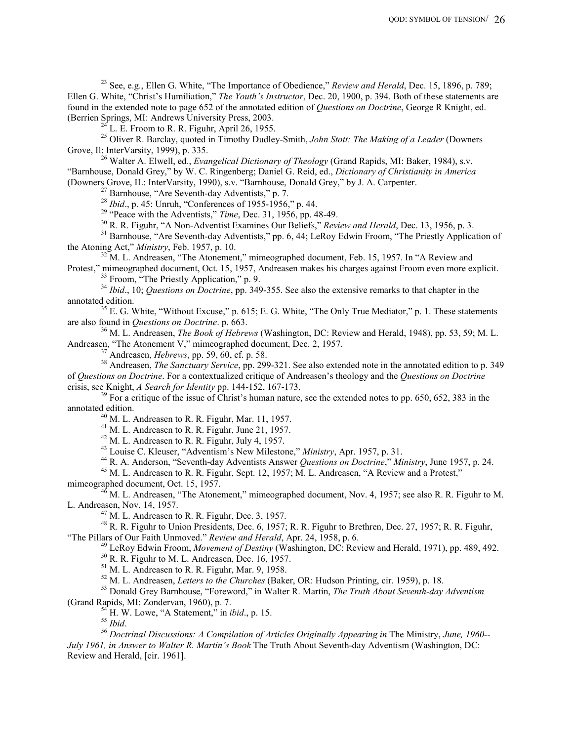[23] See, e.g., Ellen G. White, "The Importance of Obedience," *Review and Herald*, Dec. 15, 1896, p. 789; Ellen G. White, "Christ's Humiliation," *The Youth's Instructor*, Dec. 20, 1900, p. 394. Both of these statements are found in the extended note to page 652 of the annotated edition of *Questions on Doctrine*, George R Knight, ed. (Berrien Springs, MI: Andrews University Press, 2003.

[24] L. E. Froom to R. R. Figuhr, April 26, 1955.

[25] Oliver R. Barclay, quoted in Timothy Dudley-Smith, *John Stott: The Making of a Leader* (Downers Grove, Il: InterVarsity, 1999), p. 335.

[26] Walter A. Elwell, ed., *Evangelical Dictionary of Theology* (Grand Rapids, MI: Baker, 1984), s.v. "Barnhouse, Donald Grey," by W. C. Ringenberg; Daniel G. Reid, ed., *Dictionary of Christianity in America* (Downers Grove, IL: InterVarsity, 1990), s.v. "Barnhouse, Donald Grey," by J. A. Carpenter.

[27] Barnhouse, "Are Seventh-day Adventists," p. 7.

[28] *Ibid*., p. 45: Unruh, "Conferences of 1955-1956," p. 44.

[29] "Peace with the Adventists," *Time*, Dec. 31, 1956, pp. 48-49.

[30] R. R. Figuhr, "A Non-Adventist Examines Our Beliefs," *Review and Herald*, Dec. 13, 1956, p. 3.

[31] Barnhouse, "Are Seventh-day Adventists," pp. 6, 44; LeRoy Edwin Froom, "The Priestly Application of the Atoning Act," *Ministry*, Feb. 1957, p. 10.

[32] M. L. Andreasen, "The Atonement," mimeographed document, Feb. 15, 1957. In "A Review and Protest," mimeographed document, Oct. 15, 1957, Andreasen makes his charges against Froom even more explicit.

[33] Froom, "The Priestly Application," p. 9.

[34] *Ibid*., 10; *Questions on Doctrine*, pp. 349-355. See also the extensive remarks to that chapter in the annotated edition.

[35] E. G. White, "Without Excuse," p. 615; E. G. White, "The Only True Mediator," p. 1. These statements are also found in *Questions on Doctrine*. p. 663.

[36] M. L. Andreasen, *The Book of Hebrews* (Washington, DC: Review and Herald, 1948), pp. 53, 59; M. L. Andreasen, "The Atonement V," mimeographed document, Dec. 2, 1957.

[37] Andreasen, *Hebrews*, pp. 59, 60, cf. p. 58.

[38] Andreasen, *The Sanctuary Service*, pp. 299-321. See also extended note in the annotated edition to p. 349 of *Questions on Doctrine*. For a contextualized critique of Andreasen's theology and the *Questions on Doctrine* crisis, see Knight, *A Search for Identity* pp. 144-152, 167-173.

[39] For a critique of the issue of Christ's human nature, see the extended notes to pp. 650, 652, 383 in the annotated edition.

[40] M. L. Andreasen to R. R. Figuhr, Mar. 11, 1957.

[41] M. L. Andreasen to R. R. Figuhr, June 21, 1957.

[42] M. L. Andreasen to R. R. Figuhr, July 4, 1957.

[43] Louise C. Kleuser, "Adventism's New Milestone," *Ministry*, Apr. 1957, p. 31.

[44] R. A. Anderson, "Seventh-day Adventists Answer *Questions on Doctrine*," *Ministry*, June 1957, p. 24.

[45] M. L. Andreasen to R. R. Figuhr, Sept. 12, 1957; M. L. Andreasen, "A Review and a Protest," mimeographed document, Oct. 15, 1957.

[46] M. L. Andreasen, "The Atonement," mimeographed document, Nov. 4, 1957; see also R. R. Figuhr to M. L. Andreasen, Nov. 14, 1957.

[47] M. L. Andreasen to R. R. Figuhr, Dec. 3, 1957.

[48] R. R. Figuhr to Union Presidents, Dec. 6, 1957; R. R. Figuhr to Brethren, Dec. 27, 1957; R. R. Figuhr, "The Pillars of Our Faith Unmoved." *Review and Herald*, Apr. 24, 1958, p. 6.

[49] LeRoy Edwin Froom, *Movement of Destiny* (Washington, DC: Review and Herald, 1971), pp. 489, 492.

[50] R. R. Figuhr to M. L. Andreasen, Dec. 16, 1957.

[51] M. L. Andreasen to R. R. Figuhr, Mar. 9, 1958.

[52] M. L. Andreasen, *Letters to the Churches* (Baker, OR: Hudson Printing, cir. 1959), p. 18.

[53] Donald Grey Barnhouse, "Foreword," in Walter R. Martin, *The Truth About Seventh-day Adventism* (Grand Rapids, MI: Zondervan, 1960), p. 7.

[54] H. W. Lowe, "A Statement," in *ibid*., p. 15.

[55] *Ibid*.

[56] *Doctrinal Discussions: A Compilation of Articles Originally Appearing in* The Ministry, *June, 1960--July 1961, in Answer to Walter R. Martin's Book* The Truth About Seventh-day Adventism (Washington, DC: Review and Herald, [cir. 1961].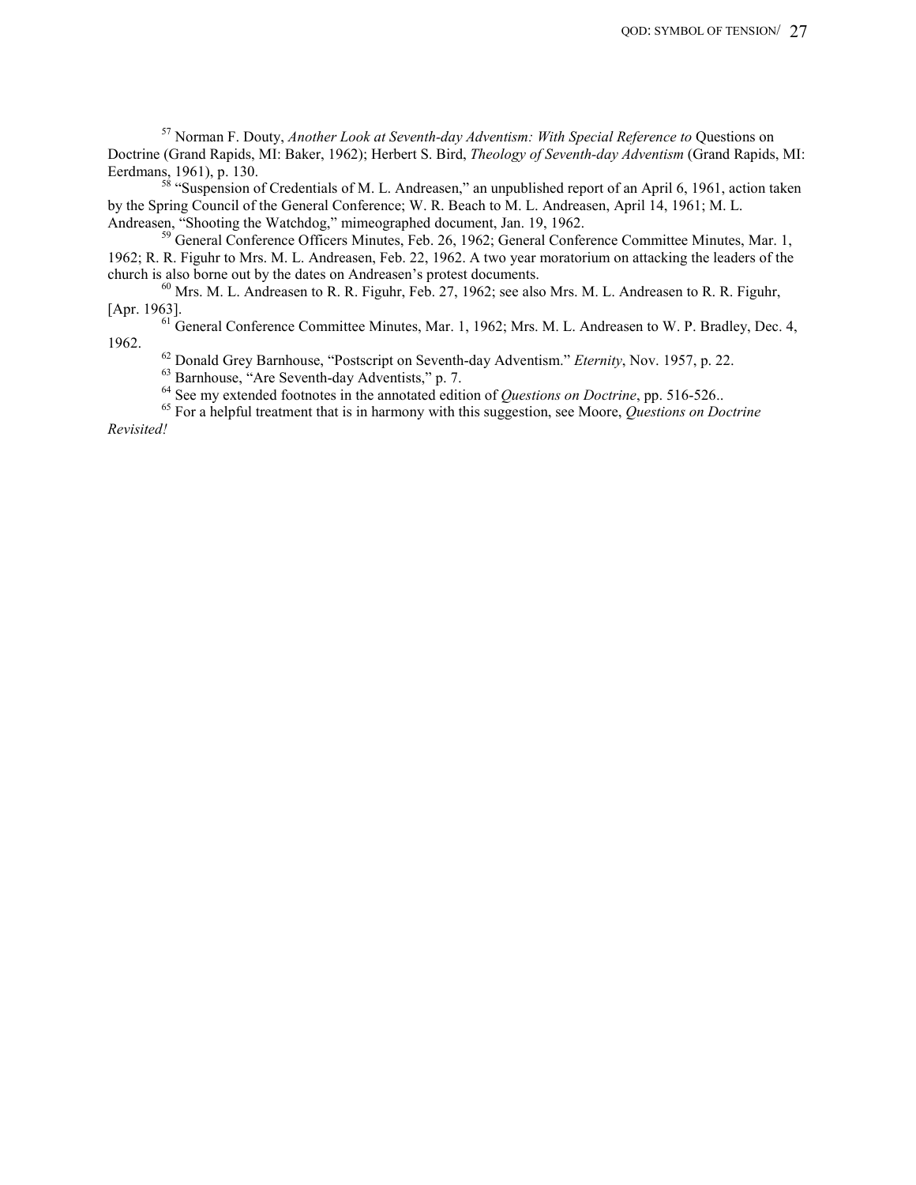[57] Norman F. Douty, *Another Look at Seventh-day Adventism: With Special Reference to* Questions on Doctrine (Grand Rapids, MI: Baker, 1962); Herbert S. Bird, *Theology of Seventh-day Adventism* (Grand Rapids, MI: Eerdmans, 1961), p. 130.

[58] "Suspension of Credentials of M. L. Andreasen," an unpublished report of an April 6, 1961, action taken by the Spring Council of the General Conference; W. R. Beach to M. L. Andreasen, April 14, 1961; M. L. Andreasen, "Shooting the Watchdog," mimeographed document, Jan. 19, 1962.

[59] General Conference Officers Minutes, Feb. 26, 1962; General Conference Committee Minutes, Mar. 1, 1962; R. R. Figuhr to Mrs. M. L. Andreasen, Feb. 22, 1962. A two year moratorium on attacking the leaders of the church is also borne out by the dates on Andreasen's protest documents.

[60] Mrs. M. L. Andreasen to R. R. Figuhr, Feb. 27, 1962; see also Mrs. M. L. Andreasen to R. R. Figuhr, [Apr. 1963].

[61] General Conference Committee Minutes, Mar. 1, 1962; Mrs. M. L. Andreasen to W. P. Bradley, Dec. 4, 1962.

[62] Donald Grey Barnhouse, "Postscript on Seventh-day Adventism." *Eternity*, Nov. 1957, p. 22.

[63] Barnhouse, "Are Seventh-day Adventists," p. 7.

[64] See my extended footnotes in the annotated edition of *Questions on Doctrine*, pp. 516-526..

[65] For a helpful treatment that is in harmony with this suggestion, see Moore, *Questions on Doctrine Revisited!*